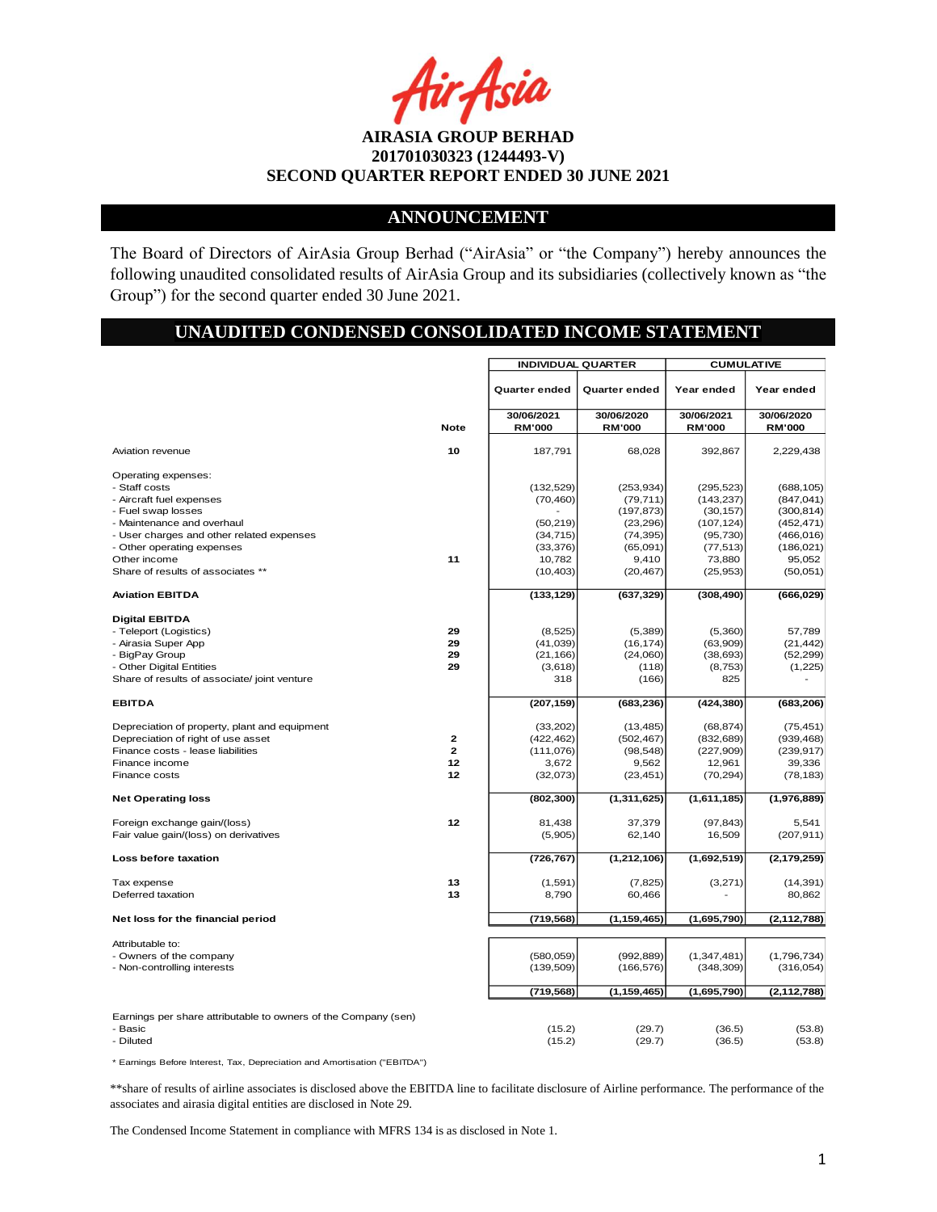**AIRASIA GROUP BERHAD**
**201701030323 (1244493-V)**
**SECOND QUARTER REPORT ENDED 30 JUNE 2021**

## ANNOUNCEMENT

The Board of Directors of AirAsia Group Berhad ("AirAsia" or "the Company") hereby announces the following unaudited consolidated results of AirAsia Group and its subsidiaries (collectively known as "the Group") for the second quarter ended 30 June 2021.

## UNAUDITED CONDENSED CONSOLIDATED INCOME STATEMENT

| | | INDIVIDUAL QUARTER | | CUMULATIVE | |
|---|---|---|---|---|---|
| | | Quarter ended | Quarter ended | Year ended | Year ended |
| | Note | 30/06/2021 RM'000 | 30/06/2020 RM'000 | 30/06/2021 RM'000 | 30/06/2020 RM'000 |
| Aviation revenue | 10 | 187,791 | 68,028 | 392,867 | 2,229,438 |
| Operating expenses: | | | | | |
| - Staff costs | | (132,529) | (253,934) | (295,523) | (688,105) |
| - Aircraft fuel expenses | | (70,460) | (79,711) | (143,237) | (847,041) |
| - Fuel swap losses | | - | (197,873) | (30,157) | (300,814) |
| - Maintenance and overhaul | | (50,219) | (23,296) | (107,124) | (452,471) |
| - User charges and other related expenses | | (34,715) | (74,395) | (95,730) | (466,016) |
| - Other operating expenses | | (33,376) | (65,091) | (77,513) | (186,021) |
| Other income | 11 | 10,782 | 9,410 | 73,880 | 95,052 |
| Share of results of associates ** | | (10,403) | (20,467) | (25,953) | (50,051) |
| **Aviation EBITDA** | | **(133,129)** | **(637,329)** | **(308,490)** | **(666,029)** |
| **Digital EBITDA** | | | | | |
| - Teleport (Logistics) | 29 | (8,525) | (5,389) | (5,360) | 57,789 |
| - Airasia Super App | 29 | (41,039) | (16,174) | (63,909) | (21,442) |
| - BigPay Group | 29 | (21,166) | (24,060) | (38,693) | (52,299) |
| - Other Digital Entities | 29 | (3,618) | (118) | (8,753) | (1,225) |
| Share of results of associate/ joint venture | | 318 | (166) | 825 | - |
| **EBITDA** | | **(207,159)** | **(683,236)** | **(424,380)** | **(683,206)** |
| Depreciation of property, plant and equipment | | (33,202) | (13,485) | (68,874) | (75,451) |
| Depreciation of right of use asset | 2 | (422,462) | (502,467) | (832,689) | (939,468) |
| Finance costs - lease liabilities | 2 | (111,076) | (98,548) | (227,909) | (239,917) |
| Finance income | 12 | 3,672 | 9,562 | 12,961 | 39,336 |
| Finance costs | 12 | (32,073) | (23,451) | (70,294) | (78,183) |
| **Net Operating loss** | | **(802,300)** | **(1,311,625)** | **(1,611,185)** | **(1,976,889)** |
| Foreign exchange gain/(loss) | 12 | 81,438 | 37,379 | (97,843) | 5,541 |
| Fair value gain/(loss) on derivatives | | (5,905) | 62,140 | 16,509 | (207,911) |
| **Loss before taxation** | | **(726,767)** | **(1,212,106)** | **(1,692,519)** | **(2,179,259)** |
| Tax expense | 13 | (1,591) | (7,825) | (3,271) | (14,391) |
| Deferred taxation | 13 | 8,790 | 60,466 | - | 80,862 |
| **Net loss for the financial period** | | **(719,568)** | **(1,159,465)** | **(1,695,790)** | **(2,112,788)** |
| Attributable to: | | | | | |
| - Owners of the company | | (580,059) | (992,889) | (1,347,481) | (1,796,734) |
| - Non-controlling interests | | (139,509) | (166,576) | (348,309) | (316,054) |
| | | (719,568) | (1,159,465) | (1,695,790) | (2,112,788) |
| Earnings per share attributable to owners of the Company (sen) | | | | | |
| - Basic | | (15.2) | (29.7) | (36.5) | (53.8) |
| - Diluted | | (15.2) | (29.7) | (36.5) | (53.8) |

* Earnings Before Interest, Tax, Depreciation and Amortisation ("EBITDA")

**share of results of airline associates is disclosed above the EBITDA line to facilitate disclosure of Airline performance. The performance of the associates and airasia digital entities are disclosed in Note 29.

The Condensed Income Statement in compliance with MFRS 134 is as disclosed in Note 1.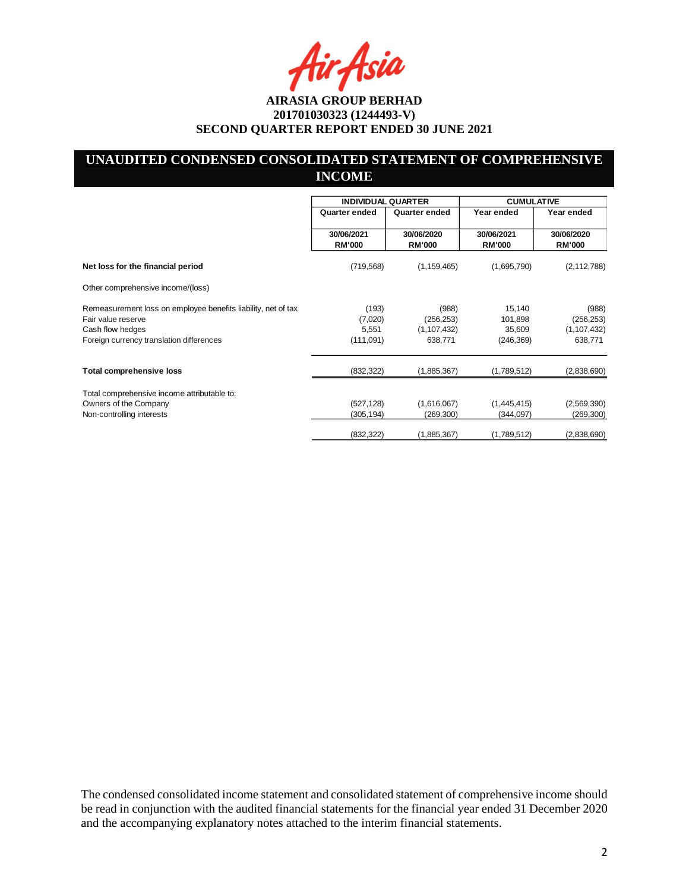**AIRASIA GROUP BERHAD**
**201701030323 (1244493-V)**
**SECOND QUARTER REPORT ENDED 30 JUNE 2021**

## UNAUDITED CONDENSED CONSOLIDATED STATEMENT OF COMPREHENSIVE INCOME

| | INDIVIDUAL QUARTER | | CUMULATIVE | |
|---|---|---|---|---|
| | Quarter ended | Quarter ended | Year ended | Year ended |
| | 30/06/2021 RM'000 | 30/06/2020 RM'000 | 30/06/2021 RM'000 | 30/06/2020 RM'000 |
| **Net loss for the financial period** | (719,568) | (1,159,465) | (1,695,790) | (2,112,788) |
| Other comprehensive income/(loss) | | | | |
| Remeasurement loss on employee benefits liability, net of tax | (193) | (988) | 15,140 | (988) |
| Fair value reserve | (7,020) | (256,253) | 101,898 | (256,253) |
| Cash flow hedges | 5,551 | (1,107,432) | 35,609 | (1,107,432) |
| Foreign currency translation differences | (111,091) | 638,771 | (246,369) | 638,771 |
| **Total comprehensive loss** | (832,322) | (1,885,367) | (1,789,512) | (2,838,690) |
| Total comprehensive income attributable to: | | | | |
| Owners of the Company | (527,128) | (1,616,067) | (1,445,415) | (2,569,390) |
| Non-controlling interests | (305,194) | (269,300) | (344,097) | (269,300) |
| | (832,322) | (1,885,367) | (1,789,512) | (2,838,690) |

The condensed consolidated income statement and consolidated statement of comprehensive income should be read in conjunction with the audited financial statements for the financial year ended 31 December 2020 and the accompanying explanatory notes attached to the interim financial statements.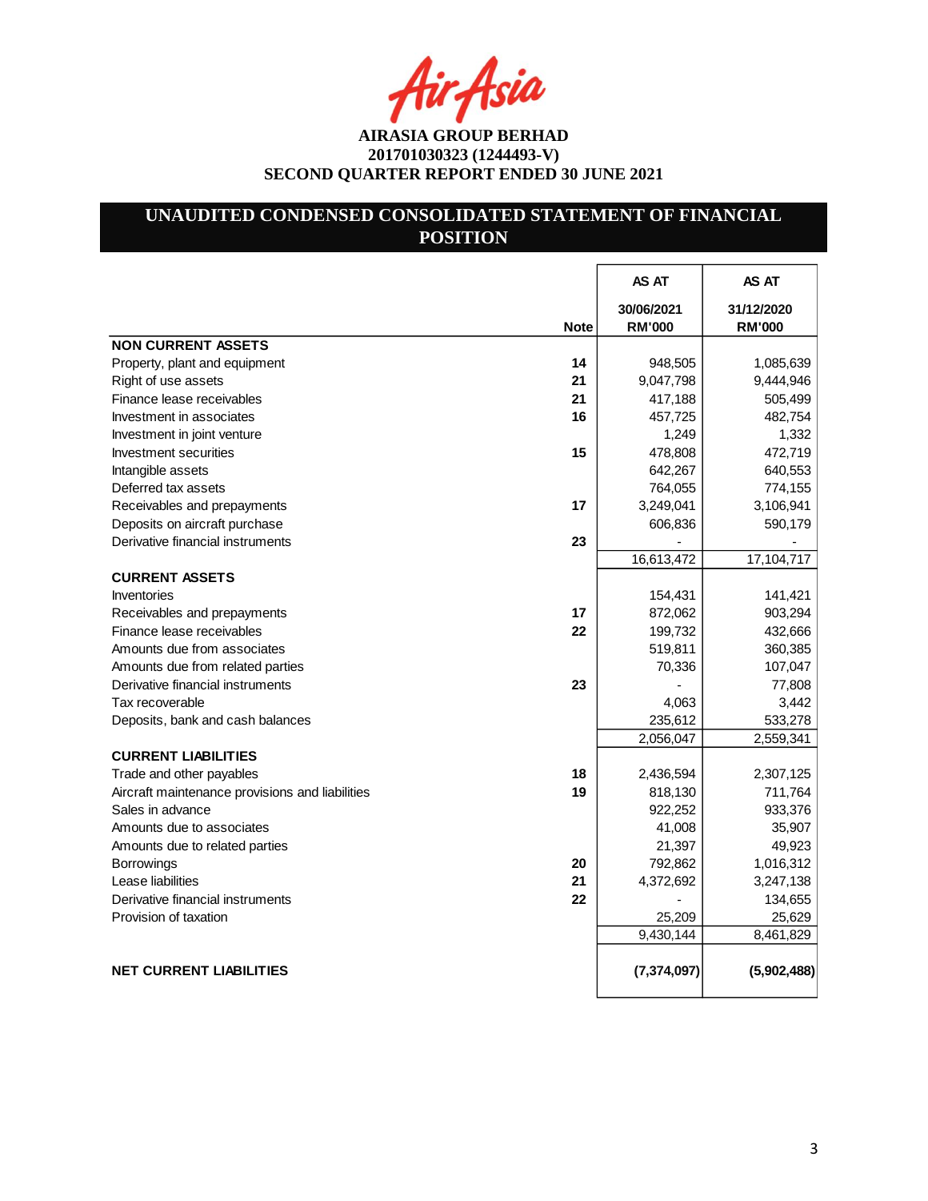AirAsia

**AIRASIA GROUP BERHAD**
**201701030323 (1244493-V)**
**SECOND QUARTER REPORT ENDED 30 JUNE 2021**

## UNAUDITED CONDENSED CONSOLIDATED STATEMENT OF FINANCIAL POSITION

| | Note | AS AT 30/06/2021 RM'000 | AS AT 31/12/2020 RM'000 |
|---|---|---|---|
| **NON CURRENT ASSETS** | | | |
| Property, plant and equipment | 14 | 948,505 | 1,085,639 |
| Right of use assets | 21 | 9,047,798 | 9,444,946 |
| Finance lease receivables | 21 | 417,188 | 505,499 |
| Investment in associates | 16 | 457,725 | 482,754 |
| Investment in joint venture | | 1,249 | 1,332 |
| Investment securities | 15 | 478,808 | 472,719 |
| Intangible assets | | 642,267 | 640,553 |
| Deferred tax assets | | 764,055 | 774,155 |
| Receivables and prepayments | 17 | 3,249,041 | 3,106,941 |
| Deposits on aircraft purchase | | 606,836 | 590,179 |
| Derivative financial instruments | 23 | - | - |
| | | 16,613,472 | 17,104,717 |
| **CURRENT ASSETS** | | | |
| Inventories | | 154,431 | 141,421 |
| Receivables and prepayments | 17 | 872,062 | 903,294 |
| Finance lease receivables | 22 | 199,732 | 432,666 |
| Amounts due from associates | | 519,811 | 360,385 |
| Amounts due from related parties | | 70,336 | 107,047 |
| Derivative financial instruments | 23 | - | 77,808 |
| Tax recoverable | | 4,063 | 3,442 |
| Deposits, bank and cash balances | | 235,612 | 533,278 |
| | | 2,056,047 | 2,559,341 |
| **CURRENT LIABILITIES** | | | |
| Trade and other payables | 18 | 2,436,594 | 2,307,125 |
| Aircraft maintenance provisions and liabilities | 19 | 818,130 | 711,764 |
| Sales in advance | | 922,252 | 933,376 |
| Amounts due to associates | | 41,008 | 35,907 |
| Amounts due to related parties | | 21,397 | 49,923 |
| Borrowings | 20 | 792,862 | 1,016,312 |
| Lease liabilities | 21 | 4,372,692 | 3,247,138 |
| Derivative financial instruments | 22 | - | 134,655 |
| Provision of taxation | | 25,209 | 25,629 |
| | | 9,430,144 | 8,461,829 |
| **NET CURRENT LIABILITIES** | | **(7,374,097)** | **(5,902,488)** |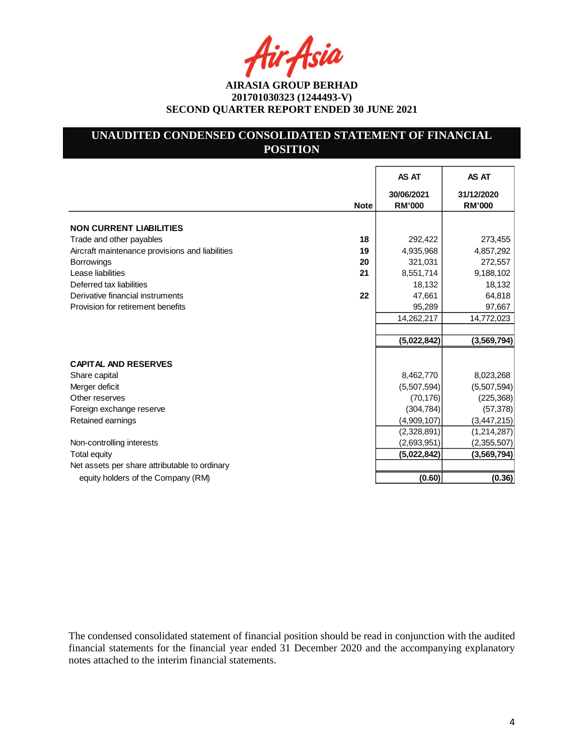AIRASIA GROUP BERHAD
201701030323 (1244493-V)
SECOND QUARTER REPORT ENDED 30 JUNE 2021

## UNAUDITED CONDENSED CONSOLIDATED STATEMENT OF FINANCIAL POSITION

| | Note | AS AT 30/06/2021 RM'000 | AS AT 31/12/2020 RM'000 |
|---|---|---|---|
| **NON CURRENT LIABILITIES** | | | |
| Trade and other payables | 18 | 292,422 | 273,455 |
| Aircraft maintenance provisions and liabilities | 19 | 4,935,968 | 4,857,292 |
| Borrowings | 20 | 321,031 | 272,557 |
| Lease liabilities | 21 | 8,551,714 | 9,188,102 |
| Deferred tax liabilities | | 18,132 | 18,132 |
| Derivative financial instruments | 22 | 47,661 | 64,818 |
| Provision for retirement benefits | | 95,289 | 97,667 |
| | | 14,262,217 | 14,772,023 |
| | | | |
| | | **(5,022,842)** | **(3,569,794)** |
| | | | |
| **CAPITAL AND RESERVES** | | | |
| Share capital | | 8,462,770 | 8,023,268 |
| Merger deficit | | (5,507,594) | (5,507,594) |
| Other reserves | | (70,176) | (225,368) |
| Foreign exchange reserve | | (304,784) | (57,378) |
| Retained earnings | | (4,909,107) | (3,447,215) |
| | | (2,328,891) | (1,214,287) |
| Non-controlling interests | | (2,693,951) | (2,355,507) |
| Total equity | | **(5,022,842)** | **(3,569,794)** |
| Net assets per share attributable to ordinary equity holders of the Company (RM) | | **(0.60)** | **(0.36)** |

The condensed consolidated statement of financial position should be read in conjunction with the audited financial statements for the financial year ended 31 December 2020 and the accompanying explanatory notes attached to the interim financial statements.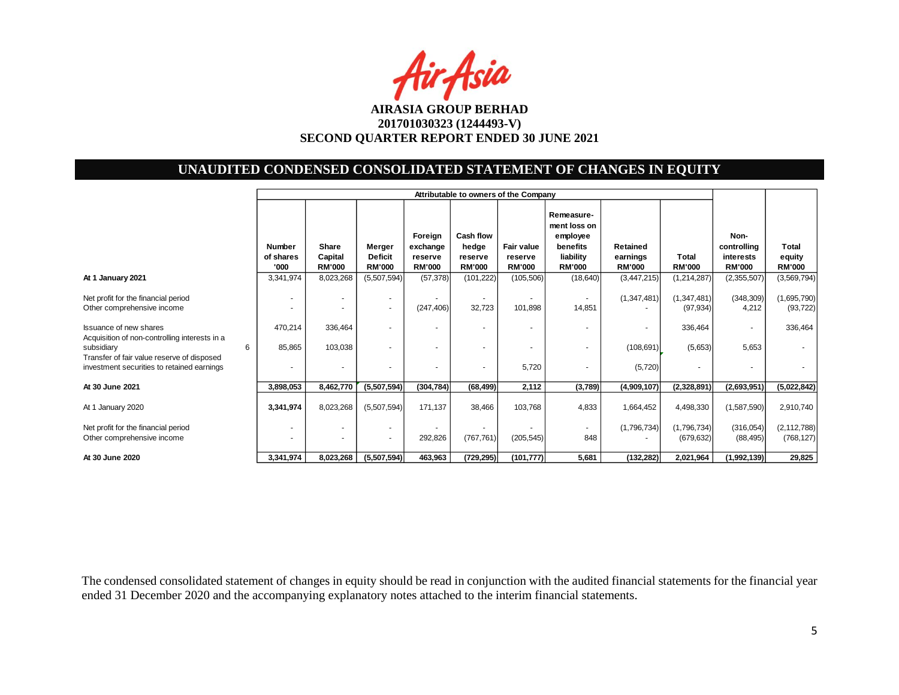**AIRASIA GROUP BERHAD**
**201701030323 (1244493-V)**
**SECOND QUARTER REPORT ENDED 30 JUNE 2021**

## UNAUDITED CONDENSED CONSOLIDATED STATEMENT OF CHANGES IN EQUITY

| | Note | Attributable to owners of the Company | | | | | | | | | | |
|---|---|---|---|---|---|---|---|---|---|---|---|---|
| | | Number of shares '000 | Share Capital RM'000 | Merger Deficit RM'000 | Foreign exchange reserve RM'000 | Cash flow hedge reserve RM'000 | Fair value reserve RM'000 | Remeasure-ment loss on employee benefits liability RM'000 | Retained earnings RM'000 | Total RM'000 | Non-controlling interests RM'000 | Total equity RM'000 |
| **At 1 January 2021** | | 3,341,974 | 8,023,268 | (5,507,594) | (57,378) | (101,222) | (105,506) | (18,640) | (3,447,215) | (1,214,287) | (2,355,507) | (3,569,794) |
| Net profit for the financial period | | - | - | - | - | - | - | - | (1,347,481) | (1,347,481) | (348,309) | (1,695,790) |
| Other comprehensive income | | - | - | - | (247,406) | 32,723 | 101,898 | 14,851 | - | (97,934) | 4,212 | (93,722) |
| Issuance of new shares | | 470,214 | 336,464 | - | - | - | - | - | - | 336,464 | - | 336,464 |
| Acquisition of non-controlling interests in a subsidiary | 6 | 85,865 | 103,038 | - | - | - | - | - | (108,691) | (5,653) | 5,653 | - |
| Transfer of fair value reserve of disposed investment securities to retained earnings | | - | - | - | - | - | 5,720 | - | (5,720) | - | - | - |
| **At 30 June 2021** | | **3,898,053** | **8,462,770** | **(5,507,594)** | **(304,784)** | **(68,499)** | **2,112** | **(3,789)** | **(4,909,107)** | **(2,328,891)** | **(2,693,951)** | **(5,022,842)** |
| At 1 January 2020 | | **3,341,974** | 8,023,268 | (5,507,594) | 171,137 | 38,466 | 103,768 | 4,833 | 1,664,452 | 4,498,330 | (1,587,590) | 2,910,740 |
| Net profit for the financial period | | - | - | - | - | - | - | - | (1,796,734) | (1,796,734) | (316,054) | (2,112,788) |
| Other comprehensive income | | - | - | - | 292,826 | (767,761) | (205,545) | 848 | - | (679,632) | (88,495) | (768,127) |
| **At 30 June 2020** | | **3,341,974** | **8,023,268** | **(5,507,594)** | **463,963** | **(729,295)** | **(101,777)** | **5,681** | **(132,282)** | **2,021,964** | **(1,992,139)** | **29,825** |

The condensed consolidated statement of changes in equity should be read in conjunction with the audited financial statements for the financial year ended 31 December 2020 and the accompanying explanatory notes attached to the interim financial statements.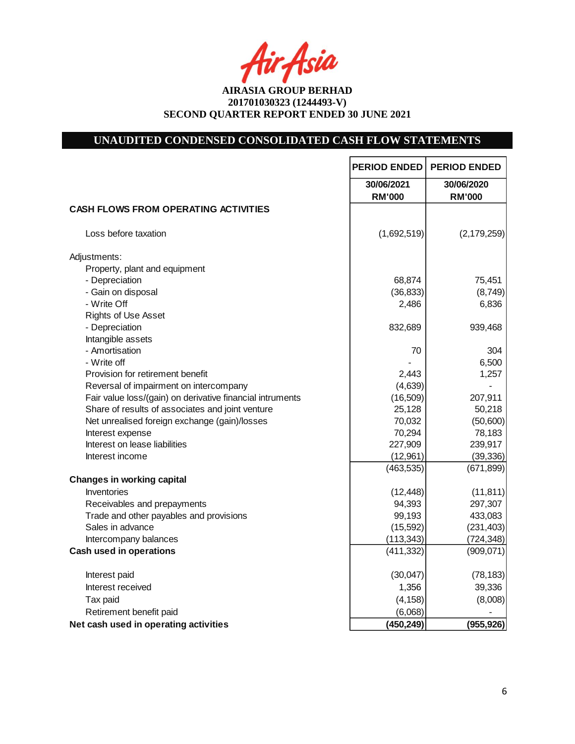AIRASIA GROUP BERHAD
201701030323 (1244493-V)
SECOND QUARTER REPORT ENDED 30 JUNE 2021

## UNAUDITED CONDENSED CONSOLIDATED CASH FLOW STATEMENTS

| | PERIOD ENDED | PERIOD ENDED |
|---|---|---|
| | 30/06/2021 RM'000 | 30/06/2020 RM'000 |
| **CASH FLOWS FROM OPERATING ACTIVITIES** | | |
| Loss before taxation | (1,692,519) | (2,179,259) |
| Adjustments: | | |
| Property, plant and equipment | | |
| - Depreciation | 68,874 | 75,451 |
| - Gain on disposal | (36,833) | (8,749) |
| - Write Off | 2,486 | 6,836 |
| Rights of Use Asset | | |
| - Depreciation | 832,689 | 939,468 |
| Intangible assets | | |
| - Amortisation | 70 | 304 |
| - Write off | - | 6,500 |
| Provision for retirement benefit | 2,443 | 1,257 |
| Reversal of impairment on intercompany | (4,639) | - |
| Fair value loss/(gain) on derivative financial intruments | (16,509) | 207,911 |
| Share of results of associates and joint venture | 25,128 | 50,218 |
| Net unrealised foreign exchange (gain)/losses | 70,032 | (50,600) |
| Interest expense | 70,294 | 78,183 |
| Interest on lease liabilities | 227,909 | 239,917 |
| Interest income | (12,961) | (39,336) |
| | (463,535) | (671,899) |
| **Changes in working capital** | | |
| Inventories | (12,448) | (11,811) |
| Receivables and prepayments | 94,393 | 297,307 |
| Trade and other payables and provisions | 99,193 | 433,083 |
| Sales in advance | (15,592) | (231,403) |
| Intercompany balances | (113,343) | (724,348) |
| **Cash used in operations** | (411,332) | (909,071) |
| Interest paid | (30,047) | (78,183) |
| Interest received | 1,356 | 39,336 |
| Tax paid | (4,158) | (8,008) |
| Retirement benefit paid | (6,068) | - |
| **Net cash used in operating activities** | **(450,249)** | **(955,926)** |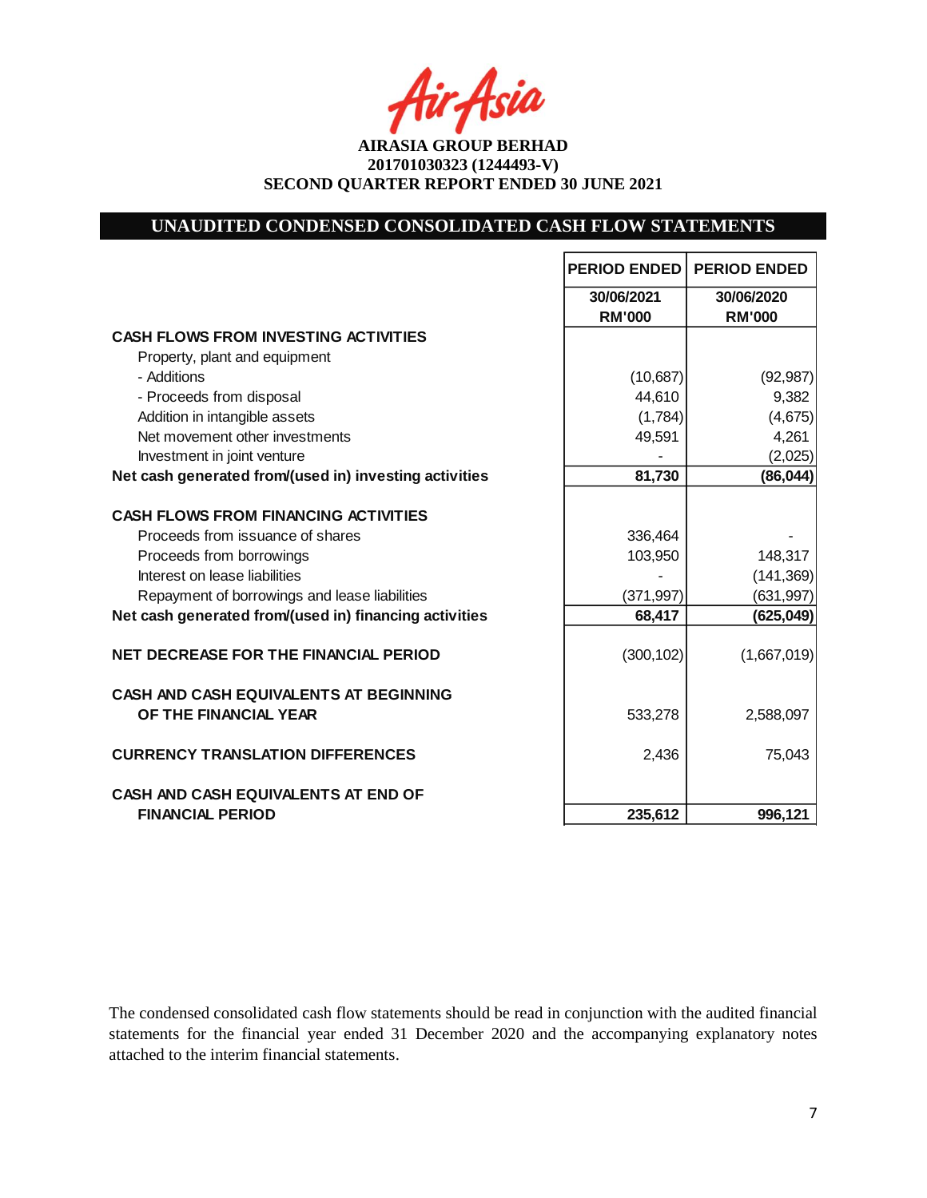**AIRASIA GROUP BERHAD**
**201701030323 (1244493-V)**
**SECOND QUARTER REPORT ENDED 30 JUNE 2021**

## UNAUDITED CONDENSED CONSOLIDATED CASH FLOW STATEMENTS

| | PERIOD ENDED | PERIOD ENDED |
|---|---|---|
| | 30/06/2021 RM'000 | 30/06/2020 RM'000 |
| **CASH FLOWS FROM INVESTING ACTIVITIES** | | |
| Property, plant and equipment | | |
| - Additions | (10,687) | (92,987) |
| - Proceeds from disposal | 44,610 | 9,382 |
| Addition in intangible assets | (1,784) | (4,675) |
| Net movement other investments | 49,591 | 4,261 |
| Investment in joint venture | - | (2,025) |
| **Net cash generated from/(used in) investing activities** | **81,730** | **(86,044)** |
| **CASH FLOWS FROM FINANCING ACTIVITIES** | | |
| Proceeds from issuance of shares | 336,464 | - |
| Proceeds from borrowings | 103,950 | 148,317 |
| Interest on lease liabilities | - | (141,369) |
| Repayment of borrowings and lease liabilities | (371,997) | (631,997) |
| **Net cash generated from/(used in) financing activities** | **68,417** | **(625,049)** |
| **NET DECREASE FOR THE FINANCIAL PERIOD** | (300,102) | (1,667,019) |
| **CASH AND CASH EQUIVALENTS AT BEGINNING OF THE FINANCIAL YEAR** | 533,278 | 2,588,097 |
| **CURRENCY TRANSLATION DIFFERENCES** | 2,436 | 75,043 |
| **CASH AND CASH EQUIVALENTS AT END OF FINANCIAL PERIOD** | **235,612** | **996,121** |

The condensed consolidated cash flow statements should be read in conjunction with the audited financial statements for the financial year ended 31 December 2020 and the accompanying explanatory notes attached to the interim financial statements.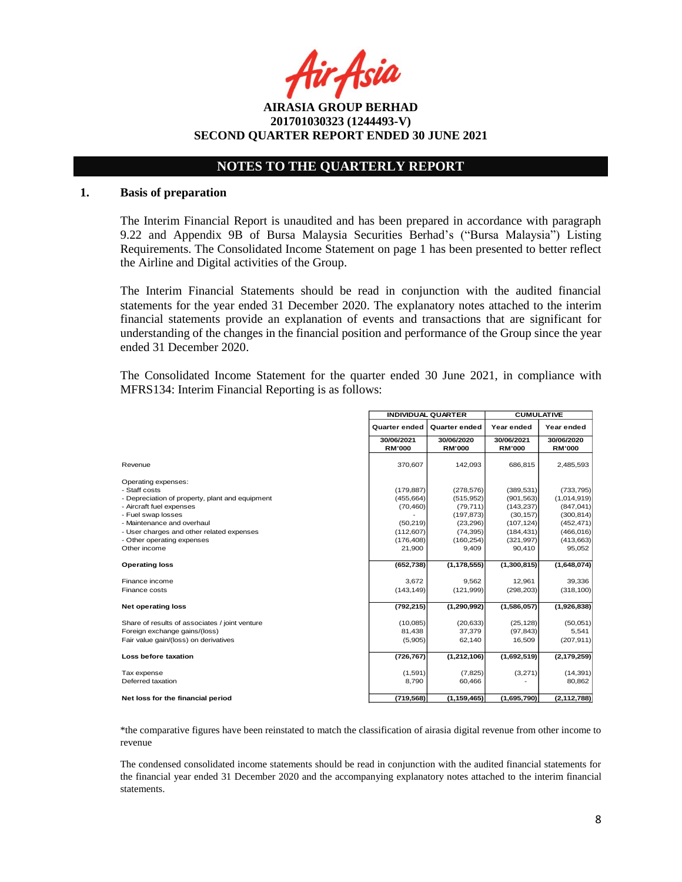**AIRASIA GROUP BERHAD**
**201701030323 (1244493-V)**
**SECOND QUARTER REPORT ENDED 30 JUNE 2021**

## NOTES TO THE QUARTERLY REPORT

### 1. Basis of preparation

The Interim Financial Report is unaudited and has been prepared in accordance with paragraph 9.22 and Appendix 9B of Bursa Malaysia Securities Berhad's ("Bursa Malaysia") Listing Requirements. The Consolidated Income Statement on page 1 has been presented to better reflect the Airline and Digital activities of the Group.

The Interim Financial Statements should be read in conjunction with the audited financial statements for the year ended 31 December 2020. The explanatory notes attached to the interim financial statements provide an explanation of events and transactions that are significant for understanding of the changes in the financial position and performance of the Group since the year ended 31 December 2020.

The Consolidated Income Statement for the quarter ended 30 June 2021, in compliance with MFRS134: Interim Financial Reporting is as follows:

| | INDIVIDUAL QUARTER | | CUMULATIVE | |
|---|---|---|---|---|
| | Quarter ended | Quarter ended | Year ended | Year ended |
| | 30/06/2021 RM'000 | 30/06/2020 RM'000 | 30/06/2021 RM'000 | 30/06/2020 RM'000 |
| Revenue | 370,607 | 142,093 | 686,815 | 2,485,593 |
| Operating expenses: | | | | |
| - Staff costs | (179,887) | (278,576) | (389,531) | (733,795) |
| - Depreciation of property, plant and equipment | (455,664) | (515,952) | (901,563) | (1,014,919) |
| - Aircraft fuel expenses | (70,460) | (79,711) | (143,237) | (847,041) |
| - Fuel swap losses | - | (197,873) | (30,157) | (300,814) |
| - Maintenance and overhaul | (50,219) | (23,296) | (107,124) | (452,471) |
| - User charges and other related expenses | (112,607) | (74,395) | (184,431) | (466,016) |
| - Other operating expenses | (176,408) | (160,254) | (321,997) | (413,663) |
| Other income | 21,900 | 9,409 | 90,410 | 95,052 |
| **Operating loss** | **(652,738)** | **(1,178,555)** | **(1,300,815)** | **(1,648,074)** |
| Finance income | 3,672 | 9,562 | 12,961 | 39,336 |
| Finance costs | (143,149) | (121,999) | (298,203) | (318,100) |
| **Net operating loss** | **(792,215)** | **(1,290,992)** | **(1,586,057)** | **(1,926,838)** |
| Share of results of associates / joint venture | (10,085) | (20,633) | (25,128) | (50,051) |
| Foreign exchange gains/(loss) | 81,438 | 37,379 | (97,843) | 5,541 |
| Fair value gain/(loss) on derivatives | (5,905) | 62,140 | 16,509 | (207,911) |
| **Loss before taxation** | **(726,767)** | **(1,212,106)** | **(1,692,519)** | **(2,179,259)** |
| Tax expense | (1,591) | (7,825) | (3,271) | (14,391) |
| Deferred taxation | 8,790 | 60,466 | - | 80,862 |
| **Net loss for the financial period** | **(719,568)** | **(1,159,465)** | **(1,695,790)** | **(2,112,788)** |

*the comparative figures have been reinstated to match the classification of airasia digital revenue from other income to revenue

The condensed consolidated income statements should be read in conjunction with the audited financial statements for the financial year ended 31 December 2020 and the accompanying explanatory notes attached to the interim financial statements.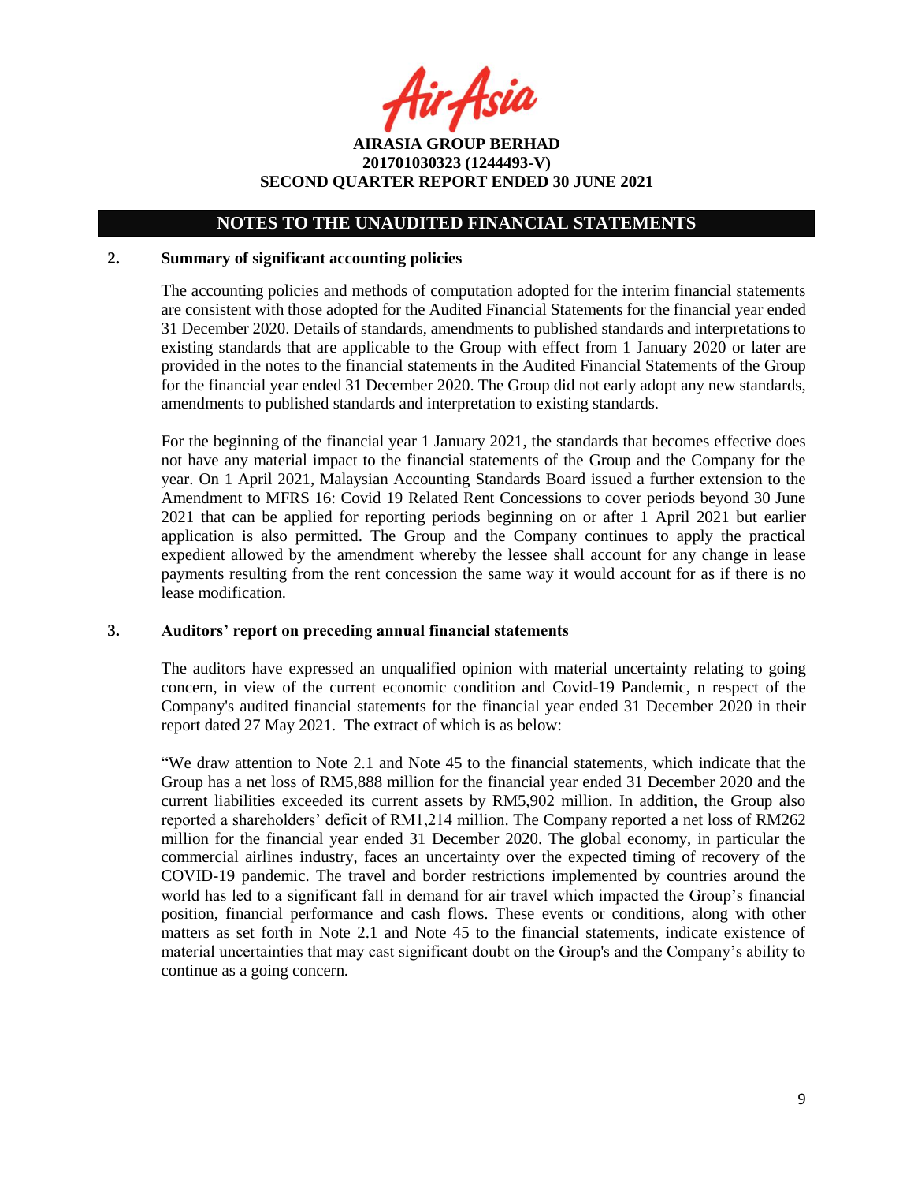## NOTES TO THE UNAUDITED FINANCIAL STATEMENTS

### 2. Summary of significant accounting policies

The accounting policies and methods of computation adopted for the interim financial statements are consistent with those adopted for the Audited Financial Statements for the financial year ended 31 December 2020. Details of standards, amendments to published standards and interpretations to existing standards that are applicable to the Group with effect from 1 January 2020 or later are provided in the notes to the financial statements in the Audited Financial Statements of the Group for the financial year ended 31 December 2020. The Group did not early adopt any new standards, amendments to published standards and interpretation to existing standards.

For the beginning of the financial year 1 January 2021, the standards that becomes effective does not have any material impact to the financial statements of the Group and the Company for the year. On 1 April 2021, Malaysian Accounting Standards Board issued a further extension to the Amendment to MFRS 16: Covid 19 Related Rent Concessions to cover periods beyond 30 June 2021 that can be applied for reporting periods beginning on or after 1 April 2021 but earlier application is also permitted. The Group and the Company continues to apply the practical expedient allowed by the amendment whereby the lessee shall account for any change in lease payments resulting from the rent concession the same way it would account for as if there is no lease modification.

### 3. Auditors' report on preceding annual financial statements

The auditors have expressed an unqualified opinion with material uncertainty relating to going concern, in view of the current economic condition and Covid-19 Pandemic, n respect of the Company's audited financial statements for the financial year ended 31 December 2020 in their report dated 27 May 2021. The extract of which is as below:

"We draw attention to Note 2.1 and Note 45 to the financial statements, which indicate that the Group has a net loss of RM5,888 million for the financial year ended 31 December 2020 and the current liabilities exceeded its current assets by RM5,902 million. In addition, the Group also reported a shareholders' deficit of RM1,214 million. The Company reported a net loss of RM262 million for the financial year ended 31 December 2020. The global economy, in particular the commercial airlines industry, faces an uncertainty over the expected timing of recovery of the COVID-19 pandemic. The travel and border restrictions implemented by countries around the world has led to a significant fall in demand for air travel which impacted the Group's financial position, financial performance and cash flows. These events or conditions, along with other matters as set forth in Note 2.1 and Note 45 to the financial statements, indicate existence of material uncertainties that may cast significant doubt on the Group's and the Company's ability to continue as a going concern.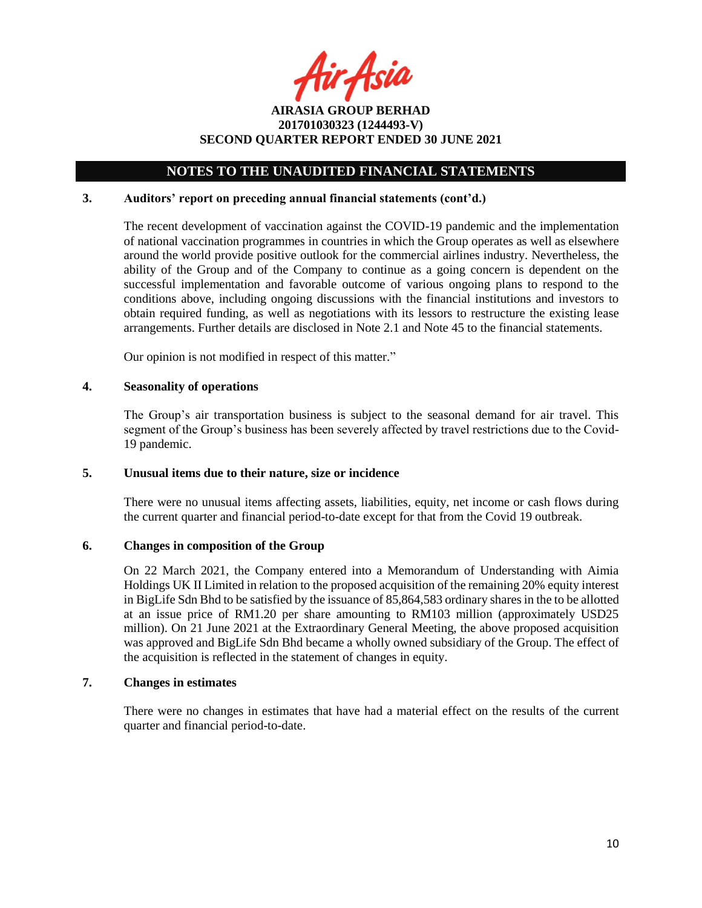## NOTES TO THE UNAUDITED FINANCIAL STATEMENTS

### 3. Auditors' report on preceding annual financial statements (cont'd.)

The recent development of vaccination against the COVID-19 pandemic and the implementation of national vaccination programmes in countries in which the Group operates as well as elsewhere around the world provide positive outlook for the commercial airlines industry. Nevertheless, the ability of the Group and of the Company to continue as a going concern is dependent on the successful implementation and favorable outcome of various ongoing plans to respond to the conditions above, including ongoing discussions with the financial institutions and investors to obtain required funding, as well as negotiations with its lessors to restructure the existing lease arrangements. Further details are disclosed in Note 2.1 and Note 45 to the financial statements.

Our opinion is not modified in respect of this matter."

### 4. Seasonality of operations

The Group's air transportation business is subject to the seasonal demand for air travel. This segment of the Group's business has been severely affected by travel restrictions due to the Covid-19 pandemic.

### 5. Unusual items due to their nature, size or incidence

There were no unusual items affecting assets, liabilities, equity, net income or cash flows during the current quarter and financial period-to-date except for that from the Covid 19 outbreak.

### 6. Changes in composition of the Group

On 22 March 2021, the Company entered into a Memorandum of Understanding with Aimia Holdings UK II Limited in relation to the proposed acquisition of the remaining 20% equity interest in BigLife Sdn Bhd to be satisfied by the issuance of 85,864,583 ordinary shares in the to be allotted at an issue price of RM1.20 per share amounting to RM103 million (approximately USD25 million). On 21 June 2021 at the Extraordinary General Meeting, the above proposed acquisition was approved and BigLife Sdn Bhd became a wholly owned subsidiary of the Group. The effect of the acquisition is reflected in the statement of changes in equity.

### 7. Changes in estimates

There were no changes in estimates that have had a material effect on the results of the current quarter and financial period-to-date.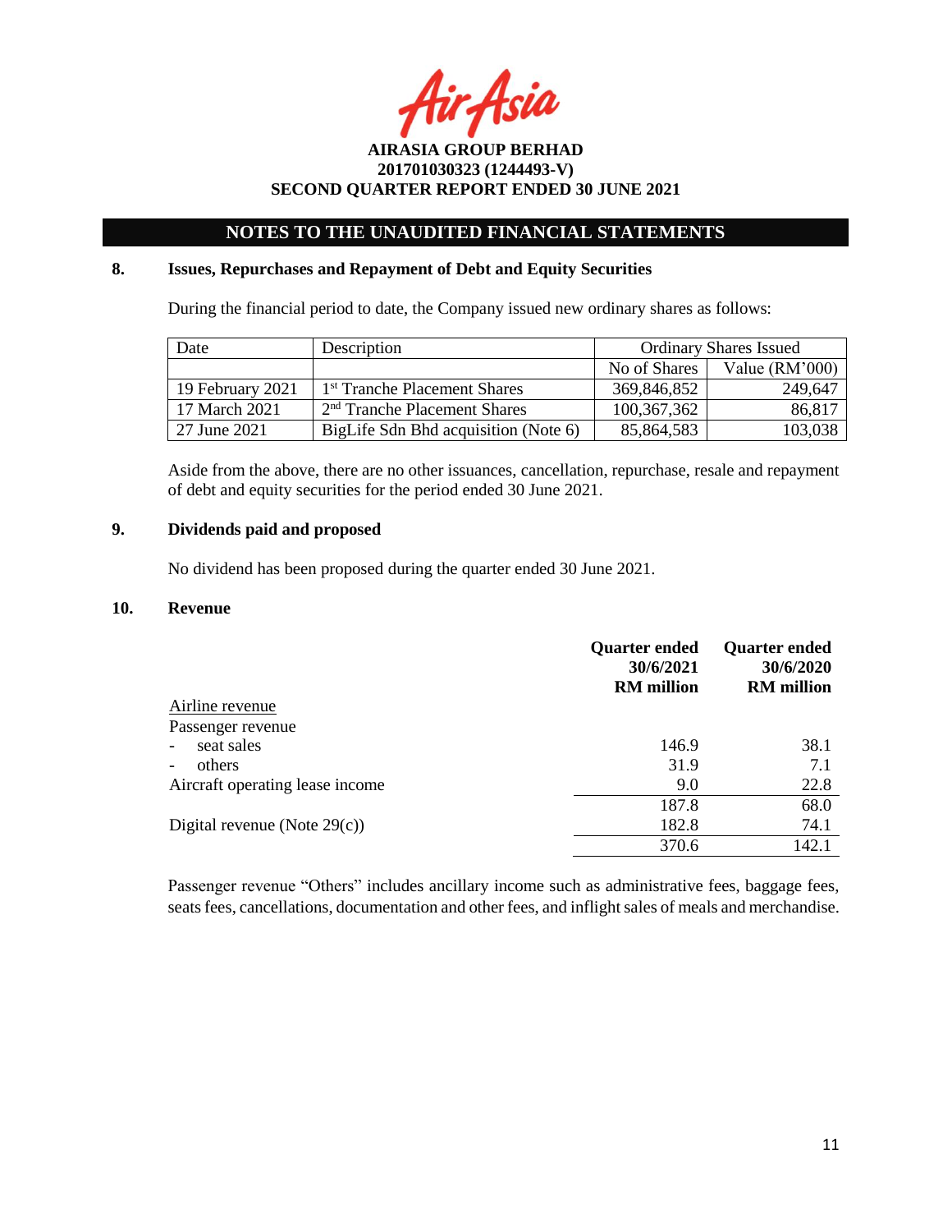## NOTES TO THE UNAUDITED FINANCIAL STATEMENTS

### 8. Issues, Repurchases and Repayment of Debt and Equity Securities

During the financial period to date, the Company issued new ordinary shares as follows:

| Date | Description | Ordinary Shares Issued | |
|---|---|---|---|
| | | No of Shares | Value (RM'000) |
| 19 February 2021 | 1st Tranche Placement Shares | 369,846,852 | 249,647 |
| 17 March 2021 | 2nd Tranche Placement Shares | 100,367,362 | 86,817 |
| 27 June 2021 | BigLife Sdn Bhd acquisition (Note 6) | 85,864,583 | 103,038 |

Aside from the above, there are no other issuances, cancellation, repurchase, resale and repayment of debt and equity securities for the period ended 30 June 2021.

### 9. Dividends paid and proposed

No dividend has been proposed during the quarter ended 30 June 2021.

### 10. Revenue

| | Quarter ended 30/6/2021 RM million | Quarter ended 30/6/2020 RM million |
|---|---|---|
| Airline revenue | | |
| Passenger revenue | | |
| - seat sales | 146.9 | 38.1 |
| - others | 31.9 | 7.1 |
| Aircraft operating lease income | 9.0 | 22.8 |
| | 187.8 | 68.0 |
| Digital revenue (Note 29(c)) | 182.8 | 74.1 |
| | 370.6 | 142.1 |

Passenger revenue "Others" includes ancillary income such as administrative fees, baggage fees, seats fees, cancellations, documentation and other fees, and inflight sales of meals and merchandise.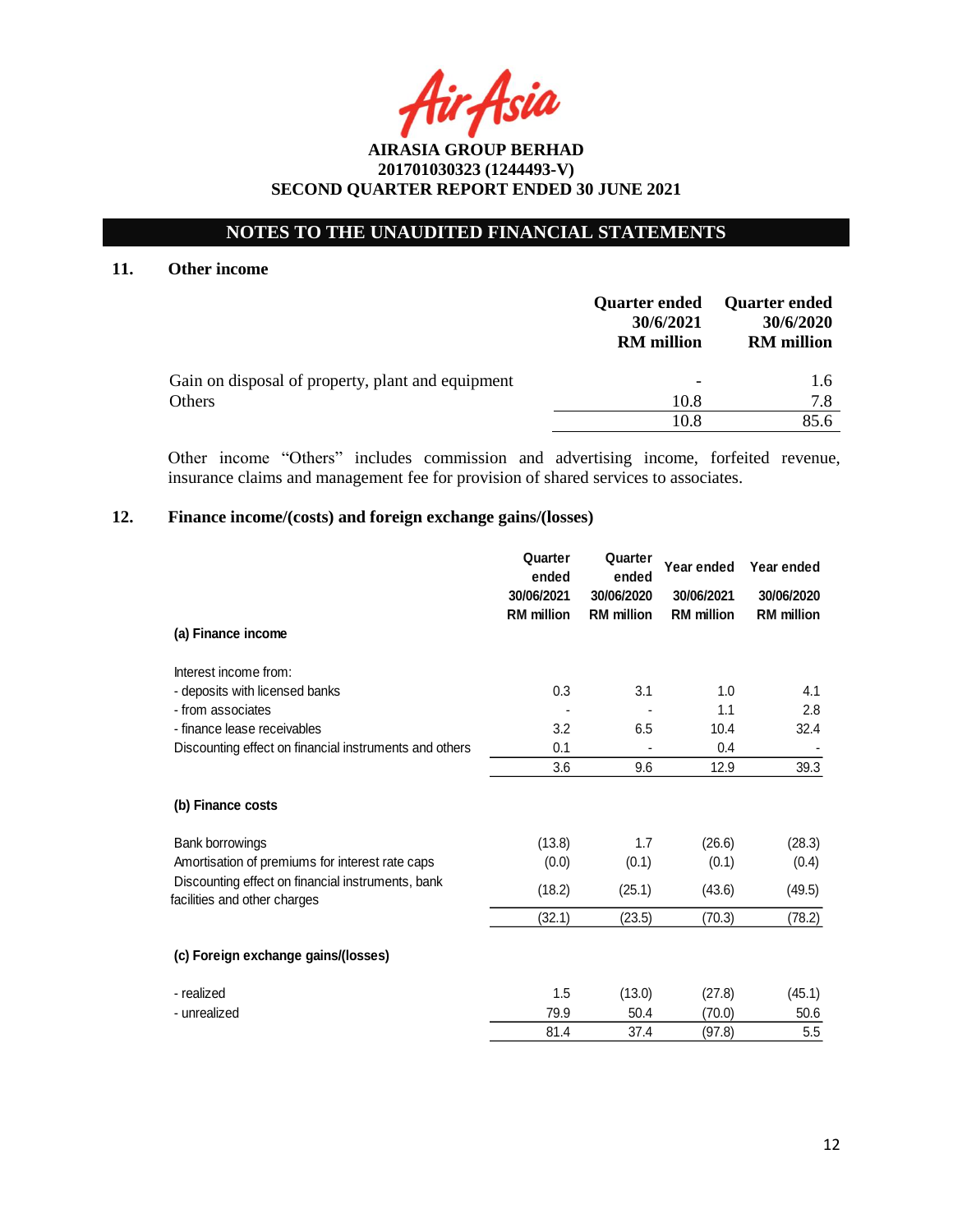AIRASIA GROUP BERHAD
201701030323 (1244493-V)
SECOND QUARTER REPORT ENDED 30 JUNE 2021

## NOTES TO THE UNAUDITED FINANCIAL STATEMENTS

### 11. Other income

| | Quarter ended 30/6/2021 RM million | Quarter ended 30/6/2020 RM million |
|---|---|---|
| Gain on disposal of property, plant and equipment | - | 1.6 |
| Others | 10.8 | 7.8 |
| | 10.8 | 85.6 |

Other income "Others" includes commission and advertising income, forfeited revenue, insurance claims and management fee for provision of shared services to associates.

### 12. Finance income/(costs) and foreign exchange gains/(losses)

| | Quarter ended 30/06/2021 RM million | Quarter ended 30/06/2020 RM million | Year ended 30/06/2021 RM million | Year ended 30/06/2020 RM million |
|---|---|---|---|---|
| **(a) Finance income** | | | | |
| Interest income from: | | | | |
| - deposits with licensed banks | 0.3 | 3.1 | 1.0 | 4.1 |
| - from associates | - | - | 1.1 | 2.8 |
| - finance lease receivables | 3.2 | 6.5 | 10.4 | 32.4 |
| Discounting effect on financial instruments and others | 0.1 | - | 0.4 | - |
| | 3.6 | 9.6 | 12.9 | 39.3 |
| **(b) Finance costs** | | | | |
| Bank borrowings | (13.8) | 1.7 | (26.6) | (28.3) |
| Amortisation of premiums for interest rate caps | (0.0) | (0.1) | (0.1) | (0.4) |
| Discounting effect on financial instruments, bank facilities and other charges | (18.2) | (25.1) | (43.6) | (49.5) |
| | (32.1) | (23.5) | (70.3) | (78.2) |
| **(c) Foreign exchange gains/(losses)** | | | | |
| - realized | 1.5 | (13.0) | (27.8) | (45.1) |
| - unrealized | 79.9 | 50.4 | (70.0) | 50.6 |
| | 81.4 | 37.4 | (97.8) | 5.5 |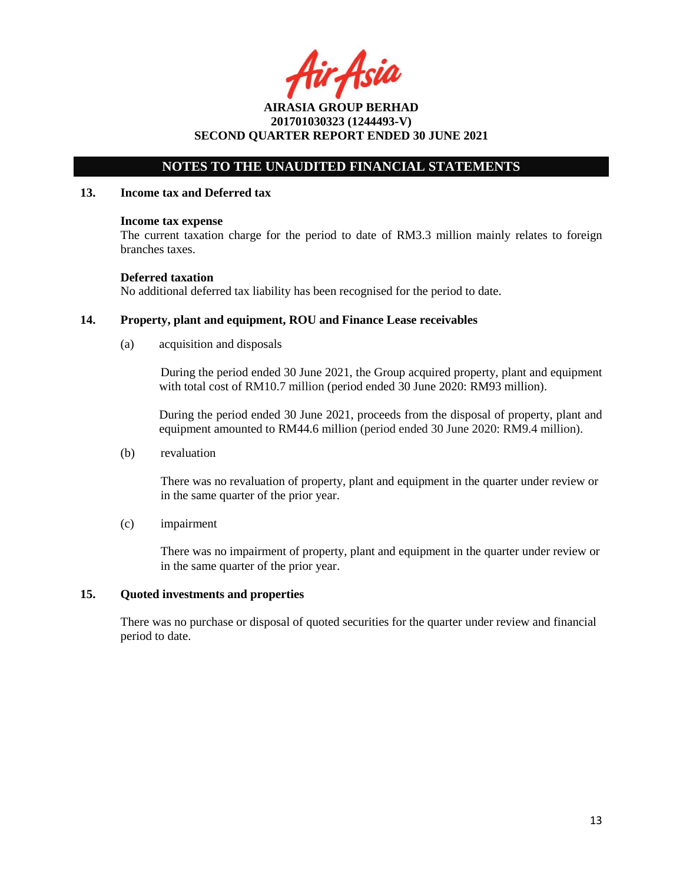## NOTES TO THE UNAUDITED FINANCIAL STATEMENTS

### 13. Income tax and Deferred tax

**Income tax expense**

The current taxation charge for the period to date of RM3.3 million mainly relates to foreign branches taxes.

**Deferred taxation**

No additional deferred tax liability has been recognised for the period to date.

### 14. Property, plant and equipment, ROU and Finance Lease receivables

(a) acquisition and disposals

During the period ended 30 June 2021, the Group acquired property, plant and equipment with total cost of RM10.7 million (period ended 30 June 2020: RM93 million).

During the period ended 30 June 2021, proceeds from the disposal of property, plant and equipment amounted to RM44.6 million (period ended 30 June 2020: RM9.4 million).

(b) revaluation

There was no revaluation of property, plant and equipment in the quarter under review or in the same quarter of the prior year.

(c) impairment

There was no impairment of property, plant and equipment in the quarter under review or in the same quarter of the prior year.

### 15. Quoted investments and properties

There was no purchase or disposal of quoted securities for the quarter under review and financial period to date.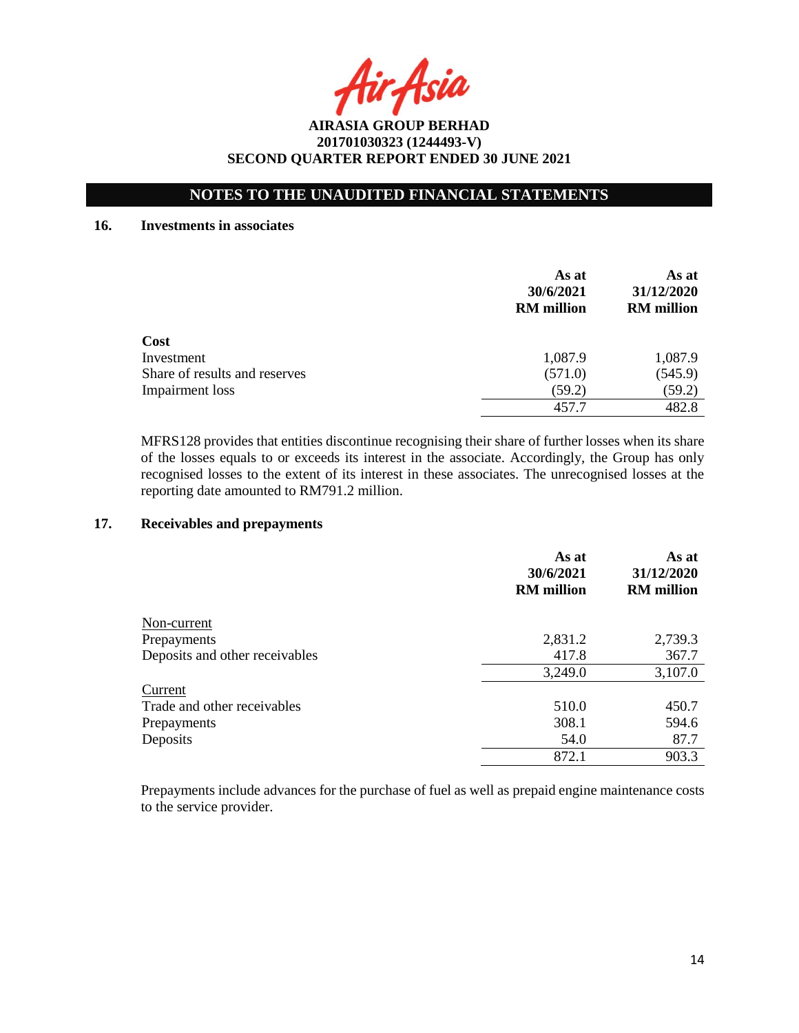**AIRASIA GROUP BERHAD**
**201701030323 (1244493-V)**
**SECOND QUARTER REPORT ENDED 30 JUNE 2021**

## NOTES TO THE UNAUDITED FINANCIAL STATEMENTS

### 16. Investments in associates

| | As at 30/6/2021 RM million | As at 31/12/2020 RM million |
|---|---|---|
| **Cost** | | |
| Investment | 1,087.9 | 1,087.9 |
| Share of results and reserves | (571.0) | (545.9) |
| Impairment loss | (59.2) | (59.2) |
| | 457.7 | 482.8 |

MFRS128 provides that entities discontinue recognising their share of further losses when its share of the losses equals to or exceeds its interest in the associate. Accordingly, the Group has only recognised losses to the extent of its interest in these associates. The unrecognised losses at the reporting date amounted to RM791.2 million.

### 17. Receivables and prepayments

| | As at 30/6/2021 RM million | As at 31/12/2020 RM million |
|---|---|---|
| Non-current | | |
| Prepayments | 2,831.2 | 2,739.3 |
| Deposits and other receivables | 417.8 | 367.7 |
| | 3,249.0 | 3,107.0 |
| Current | | |
| Trade and other receivables | 510.0 | 450.7 |
| Prepayments | 308.1 | 594.6 |
| Deposits | 54.0 | 87.7 |
| | 872.1 | 903.3 |

Prepayments include advances for the purchase of fuel as well as prepaid engine maintenance costs to the service provider.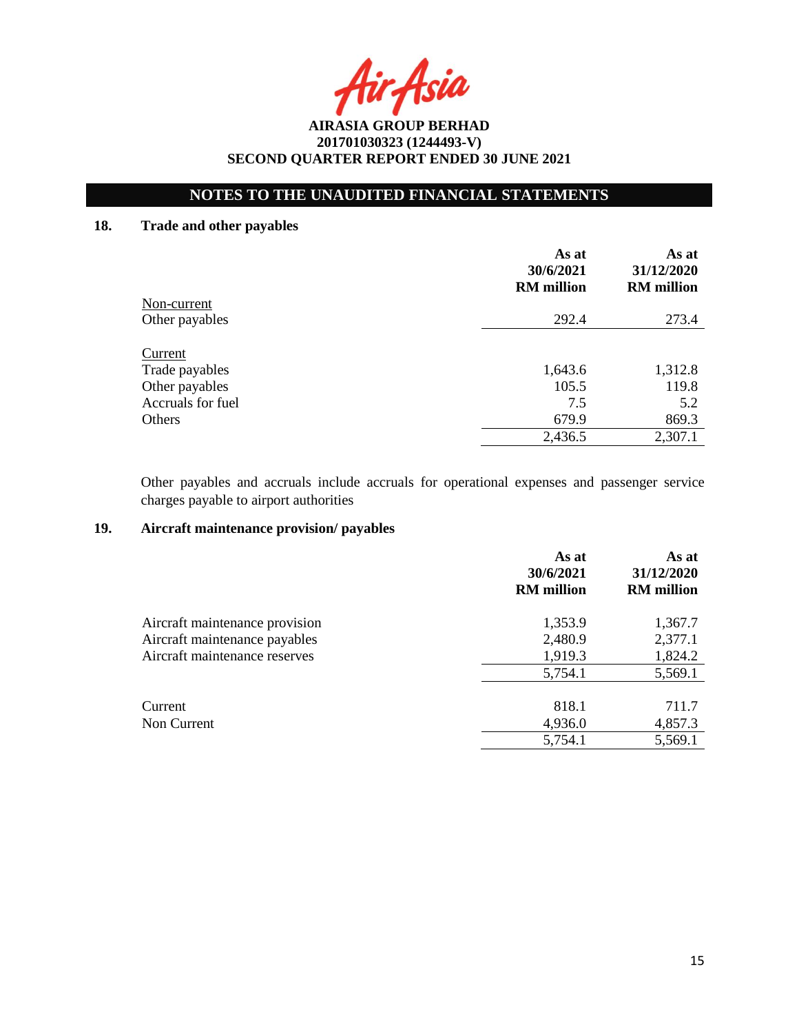**AIRASIA GROUP BERHAD**
**201701030323 (1244493-V)**
**SECOND QUARTER REPORT ENDED 30 JUNE 2021**

## NOTES TO THE UNAUDITED FINANCIAL STATEMENTS

### 18. Trade and other payables

| | As at 30/6/2021 RM million | As at 31/12/2020 RM million |
|---|---|---|
| Non-current | | |
| Other payables | 292.4 | 273.4 |
| | | |
| Current | | |
| Trade payables | 1,643.6 | 1,312.8 |
| Other payables | 105.5 | 119.8 |
| Accruals for fuel | 7.5 | 5.2 |
| Others | 679.9 | 869.3 |
| | 2,436.5 | 2,307.1 |

Other payables and accruals include accruals for operational expenses and passenger service charges payable to airport authorities

### 19. Aircraft maintenance provision/ payables

| | As at 30/6/2021 RM million | As at 31/12/2020 RM million |
|---|---|---|
| Aircraft maintenance provision | 1,353.9 | 1,367.7 |
| Aircraft maintenance payables | 2,480.9 | 2,377.1 |
| Aircraft maintenance reserves | 1,919.3 | 1,824.2 |
| | 5,754.1 | 5,569.1 |
| | | |
| Current | 818.1 | 711.7 |
| Non Current | 4,936.0 | 4,857.3 |
| | 5,754.1 | 5,569.1 |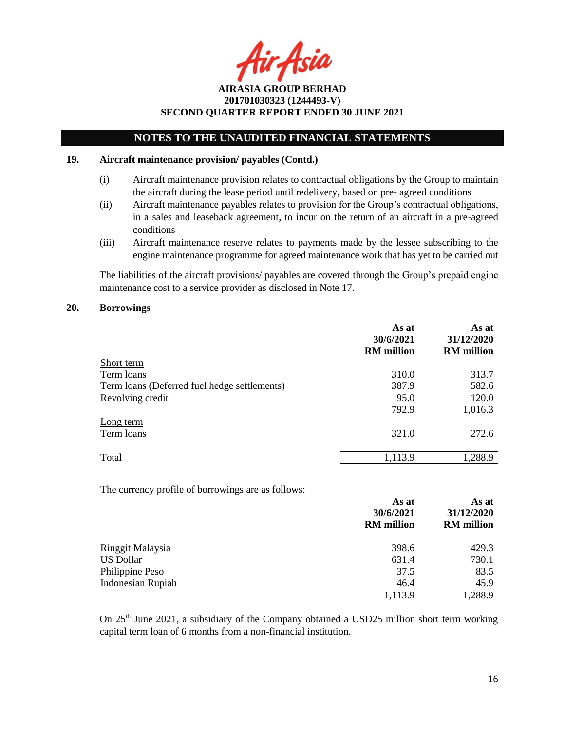## NOTES TO THE UNAUDITED FINANCIAL STATEMENTS

### 19. Aircraft maintenance provision/ payables (Contd.)

(i) Aircraft maintenance provision relates to contractual obligations by the Group to maintain the aircraft during the lease period until redelivery, based on pre- agreed conditions

(ii) Aircraft maintenance payables relates to provision for the Group's contractual obligations, in a sales and leaseback agreement, to incur on the return of an aircraft in a pre-agreed conditions

(iii) Aircraft maintenance reserve relates to payments made by the lessee subscribing to the engine maintenance programme for agreed maintenance work that has yet to be carried out

The liabilities of the aircraft provisions/ payables are covered through the Group's prepaid engine maintenance cost to a service provider as disclosed in Note 17.

### 20. Borrowings

| | As at 30/6/2021 RM million | As at 31/12/2020 RM million |
|---|---|---|
| Short term | | |
| Term loans | 310.0 | 313.7 |
| Term loans (Deferred fuel hedge settlements) | 387.9 | 582.6 |
| Revolving credit | 95.0 | 120.0 |
| | 792.9 | 1,016.3 |
| Long term | | |
| Term loans | 321.0 | 272.6 |
| Total | 1,113.9 | 1,288.9 |

The currency profile of borrowings are as follows:

| | As at 30/6/2021 RM million | As at 31/12/2020 RM million |
|---|---|---|
| Ringgit Malaysia | 398.6 | 429.3 |
| US Dollar | 631.4 | 730.1 |
| Philippine Peso | 37.5 | 83.5 |
| Indonesian Rupiah | 46.4 | 45.9 |
| | 1,113.9 | 1,288.9 |

On 25th June 2021, a subsidiary of the Company obtained a USD25 million short term working capital term loan of 6 months from a non-financial institution.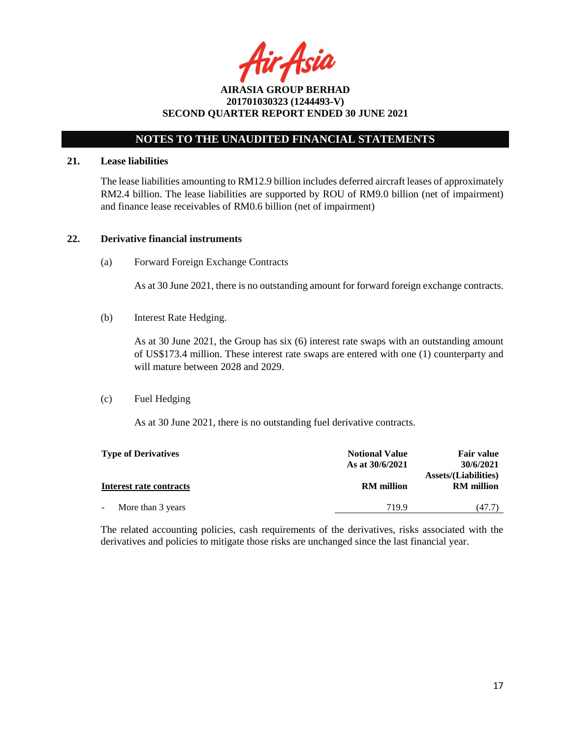## NOTES TO THE UNAUDITED FINANCIAL STATEMENTS

### 21. Lease liabilities

The lease liabilities amounting to RM12.9 billion includes deferred aircraft leases of approximately RM2.4 billion. The lease liabilities are supported by ROU of RM9.0 billion (net of impairment) and finance lease receivables of RM0.6 billion (net of impairment)

### 22. Derivative financial instruments

(a) Forward Foreign Exchange Contracts

As at 30 June 2021, there is no outstanding amount for forward foreign exchange contracts.

(b) Interest Rate Hedging.

As at 30 June 2021, the Group has six (6) interest rate swaps with an outstanding amount of US$173.4 million. These interest rate swaps are entered with one (1) counterparty and will mature between 2028 and 2029.

(c) Fuel Hedging

As at 30 June 2021, there is no outstanding fuel derivative contracts.

| **Type of Derivatives** | **Notional Value As at 30/6/2021** | **Fair value 30/6/2021 Assets/(Liabilities)** |
|---|---|---|
| **Interest rate contracts** | **RM million** | **RM million** |
| - More than 3 years | 719.9 | (47.7) |

The related accounting policies, cash requirements of the derivatives, risks associated with the derivatives and policies to mitigate those risks are unchanged since the last financial year.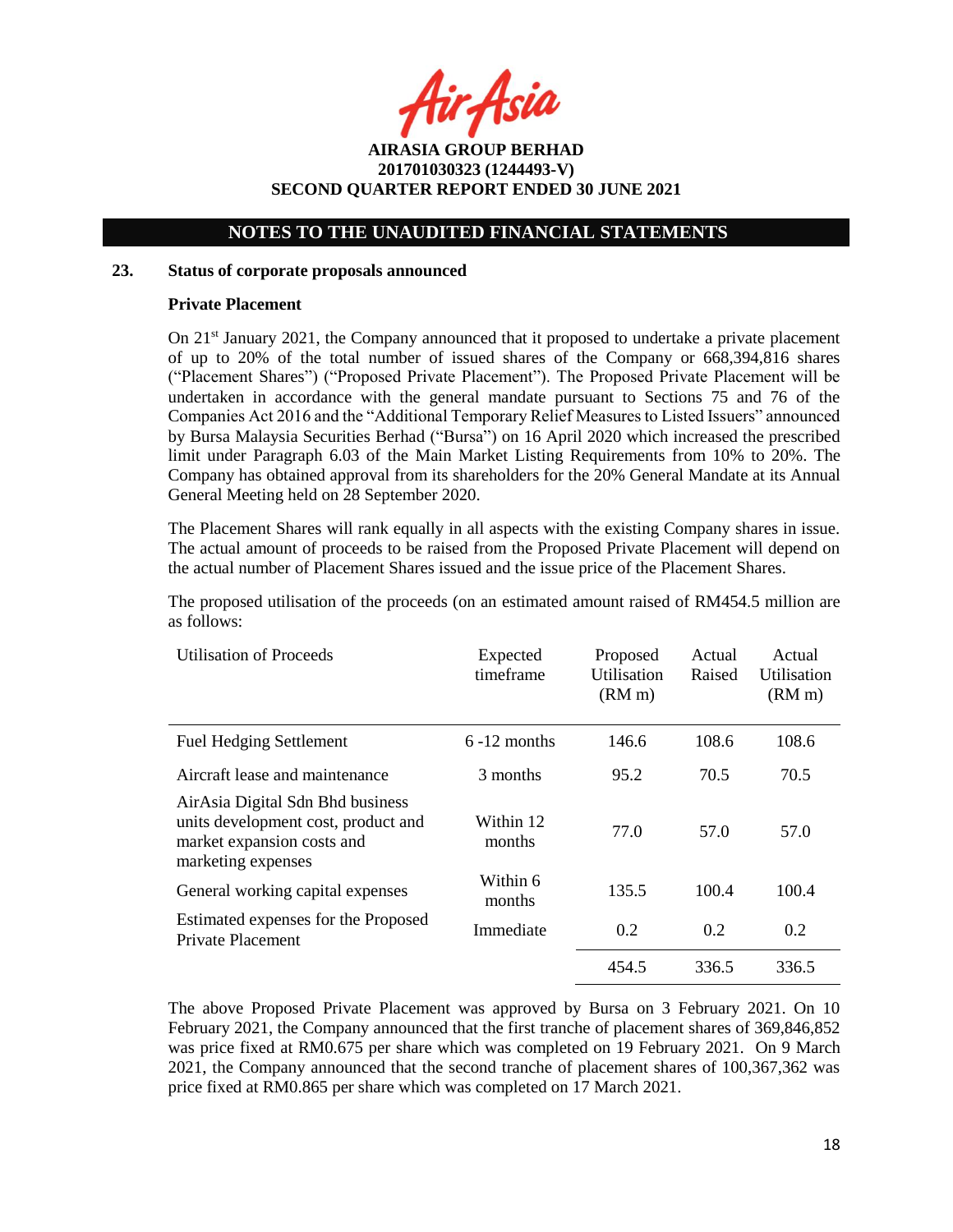## NOTES TO THE UNAUDITED FINANCIAL STATEMENTS

### 23. Status of corporate proposals announced

**Private Placement**

On 21st January 2021, the Company announced that it proposed to undertake a private placement of up to 20% of the total number of issued shares of the Company or 668,394,816 shares ("Placement Shares") ("Proposed Private Placement"). The Proposed Private Placement will be undertaken in accordance with the general mandate pursuant to Sections 75 and 76 of the Companies Act 2016 and the "Additional Temporary Relief Measures to Listed Issuers" announced by Bursa Malaysia Securities Berhad ("Bursa") on 16 April 2020 which increased the prescribed limit under Paragraph 6.03 of the Main Market Listing Requirements from 10% to 20%. The Company has obtained approval from its shareholders for the 20% General Mandate at its Annual General Meeting held on 28 September 2020.

The Placement Shares will rank equally in all aspects with the existing Company shares in issue. The actual amount of proceeds to be raised from the Proposed Private Placement will depend on the actual number of Placement Shares issued and the issue price of the Placement Shares.

The proposed utilisation of the proceeds (on an estimated amount raised of RM454.5 million are as follows:

| Utilisation of Proceeds | Expected timeframe | Proposed Utilisation (RM m) | Actual Raised | Actual Utilisation (RM m) |
|---|---|---|---|---|
| Fuel Hedging Settlement | 6 -12 months | 146.6 | 108.6 | 108.6 |
| Aircraft lease and maintenance | 3 months | 95.2 | 70.5 | 70.5 |
| AirAsia Digital Sdn Bhd business units development cost, product and market expansion costs and marketing expenses | Within 12 months | 77.0 | 57.0 | 57.0 |
| General working capital expenses | Within 6 months | 135.5 | 100.4 | 100.4 |
| Estimated expenses for the Proposed Private Placement | Immediate | 0.2 | 0.2 | 0.2 |
| | | 454.5 | 336.5 | 336.5 |

The above Proposed Private Placement was approved by Bursa on 3 February 2021. On 10 February 2021, the Company announced that the first tranche of placement shares of 369,846,852 was price fixed at RM0.675 per share which was completed on 19 February 2021. On 9 March 2021, the Company announced that the second tranche of placement shares of 100,367,362 was price fixed at RM0.865 per share which was completed on 17 March 2021.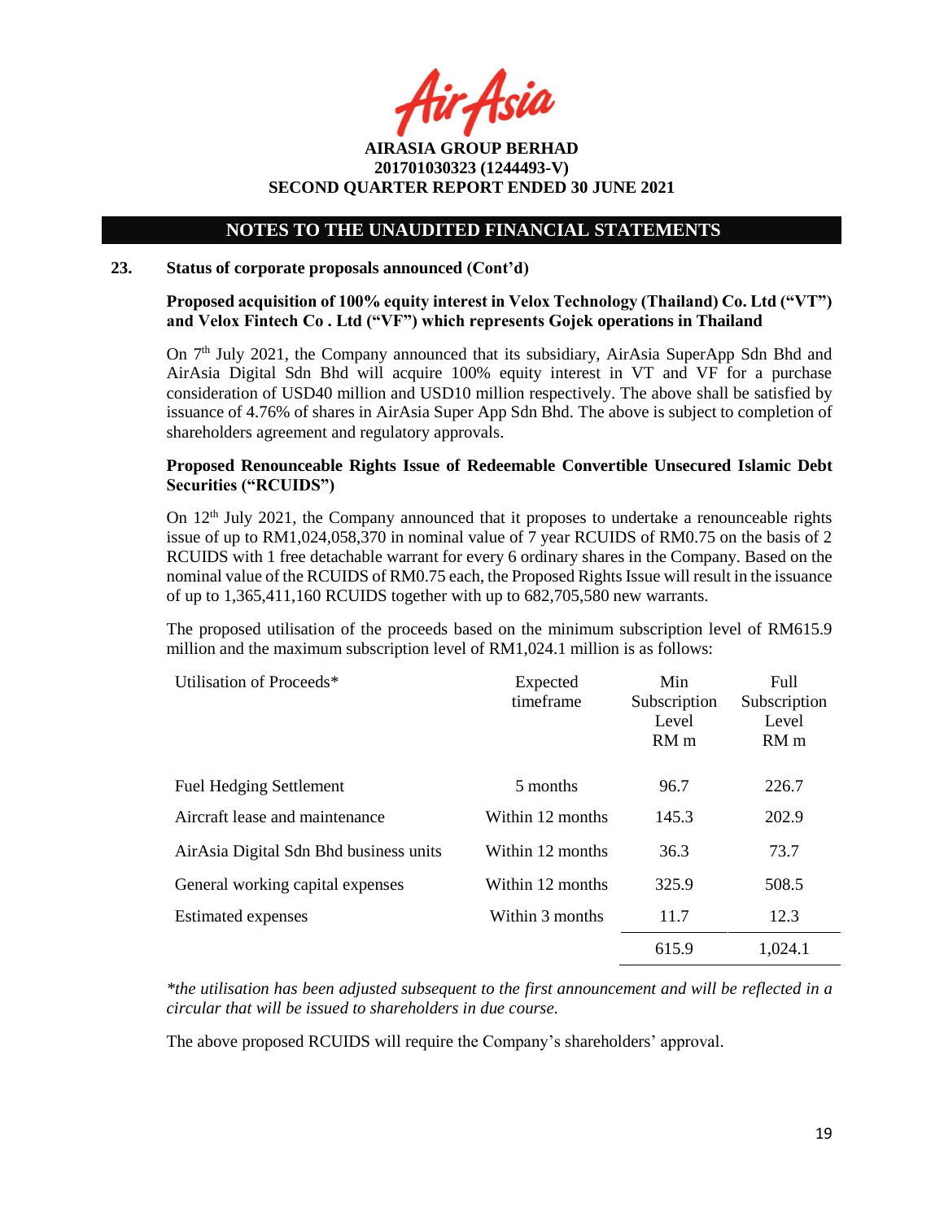## NOTES TO THE UNAUDITED FINANCIAL STATEMENTS

### 23. Status of corporate proposals announced (Cont'd)

**Proposed acquisition of 100% equity interest in Velox Technology (Thailand) Co. Ltd ("VT") and Velox Fintech Co . Ltd ("VF") which represents Gojek operations in Thailand**

On 7th July 2021, the Company announced that its subsidiary, AirAsia SuperApp Sdn Bhd and AirAsia Digital Sdn Bhd will acquire 100% equity interest in VT and VF for a purchase consideration of USD40 million and USD10 million respectively. The above shall be satisfied by issuance of 4.76% of shares in AirAsia Super App Sdn Bhd. The above is subject to completion of shareholders agreement and regulatory approvals.

**Proposed Renounceable Rights Issue of Redeemable Convertible Unsecured Islamic Debt Securities ("RCUIDS")**

On 12th July 2021, the Company announced that it proposes to undertake a renounceable rights issue of up to RM1,024,058,370 in nominal value of 7 year RCUIDS of RM0.75 on the basis of 2 RCUIDS with 1 free detachable warrant for every 6 ordinary shares in the Company. Based on the nominal value of the RCUIDS of RM0.75 each, the Proposed Rights Issue will result in the issuance of up to 1,365,411,160 RCUIDS together with up to 682,705,580 new warrants.

The proposed utilisation of the proceeds based on the minimum subscription level of RM615.9 million and the maximum subscription level of RM1,024.1 million is as follows:

| Utilisation of Proceeds* | Expected timeframe | Min Subscription Level RM m | Full Subscription Level RM m |
|---|---|---|---|
| Fuel Hedging Settlement | 5 months | 96.7 | 226.7 |
| Aircraft lease and maintenance | Within 12 months | 145.3 | 202.9 |
| AirAsia Digital Sdn Bhd business units | Within 12 months | 36.3 | 73.7 |
| General working capital expenses | Within 12 months | 325.9 | 508.5 |
| Estimated expenses | Within 3 months | 11.7 | 12.3 |
| | | 615.9 | 1,024.1 |

*\*the utilisation has been adjusted subsequent to the first announcement and will be reflected in a circular that will be issued to shareholders in due course.*

The above proposed RCUIDS will require the Company's shareholders' approval.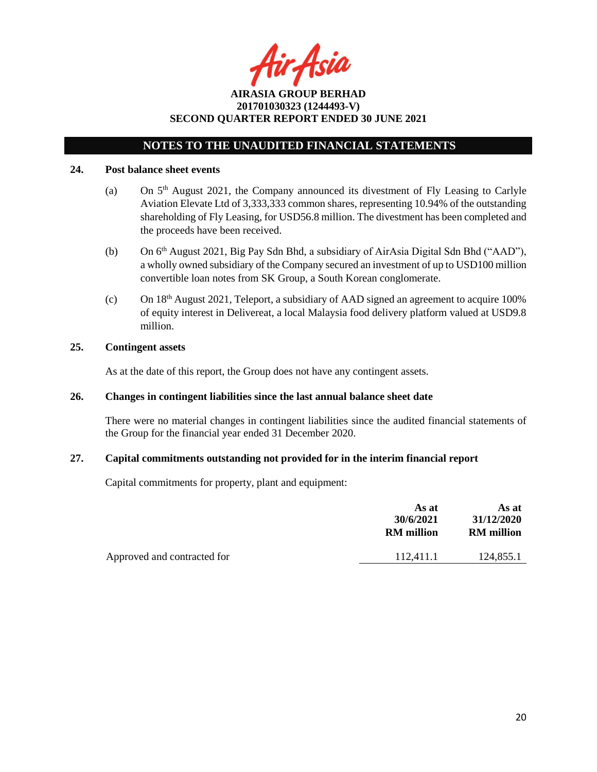## NOTES TO THE UNAUDITED FINANCIAL STATEMENTS

### 24. Post balance sheet events

(a) On 5th August 2021, the Company announced its divestment of Fly Leasing to Carlyle Aviation Elevate Ltd of 3,333,333 common shares, representing 10.94% of the outstanding shareholding of Fly Leasing, for USD56.8 million. The divestment has been completed and the proceeds have been received.

(b) On 6th August 2021, Big Pay Sdn Bhd, a subsidiary of AirAsia Digital Sdn Bhd ("AAD"), a wholly owned subsidiary of the Company secured an investment of up to USD100 million convertible loan notes from SK Group, a South Korean conglomerate.

(c) On 18th August 2021, Teleport, a subsidiary of AAD signed an agreement to acquire 100% of equity interest in Delivereat, a local Malaysia food delivery platform valued at USD9.8 million.

### 25. Contingent assets

As at the date of this report, the Group does not have any contingent assets.

### 26. Changes in contingent liabilities since the last annual balance sheet date

There were no material changes in contingent liabilities since the audited financial statements of the Group for the financial year ended 31 December 2020.

### 27. Capital commitments outstanding not provided for in the interim financial report

Capital commitments for property, plant and equipment:

| | As at 30/6/2021 RM million | As at 31/12/2020 RM million |
|---|---|---|
| Approved and contracted for | 112,411.1 | 124,855.1 |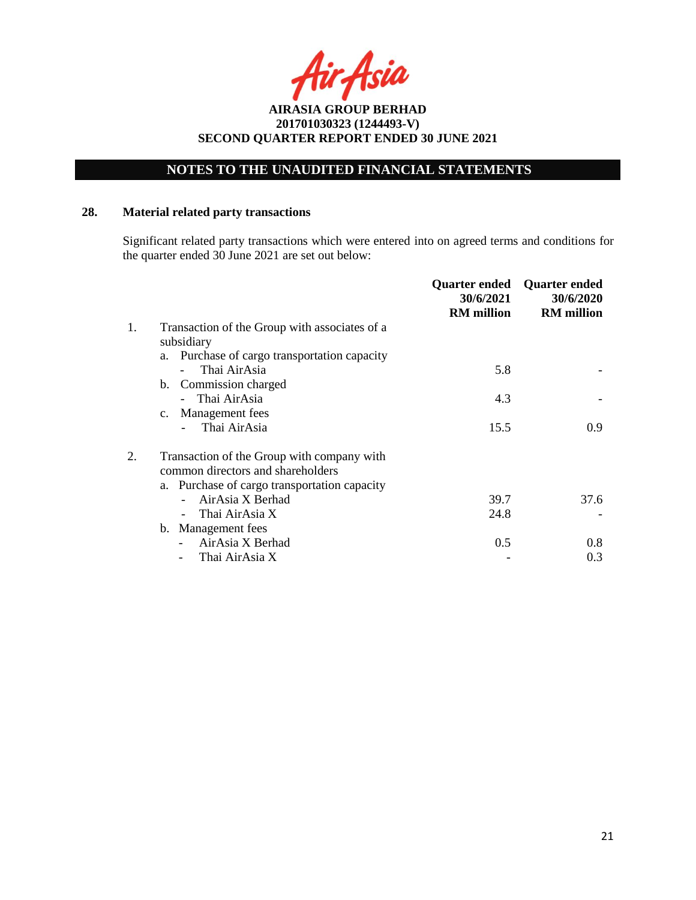**AIRASIA GROUP BERHAD**
**201701030323 (1244493-V)**
**SECOND QUARTER REPORT ENDED 30 JUNE 2021**

## NOTES TO THE UNAUDITED FINANCIAL STATEMENTS

### 28. Material related party transactions

Significant related party transactions which were entered into on agreed terms and conditions for the quarter ended 30 June 2021 are set out below:

| | | Quarter ended 30/6/2021 RM million | Quarter ended 30/6/2020 RM million |
|---|---|---|---|
| 1. | Transaction of the Group with associates of a subsidiary | | |
| | a. Purchase of cargo transportation capacity | | |
| | - Thai AirAsia | 5.8 | - |
| | b. Commission charged | | |
| | - Thai AirAsia | 4.3 | - |
| | c. Management fees | | |
| | - Thai AirAsia | 15.5 | 0.9 |
| 2. | Transaction of the Group with company with common directors and shareholders | | |
| | a. Purchase of cargo transportation capacity | | |
| | - AirAsia X Berhad | 39.7 | 37.6 |
| | - Thai AirAsia X | 24.8 | - |
| | b. Management fees | | |
| | - AirAsia X Berhad | 0.5 | 0.8 |
| | - Thai AirAsia X | - | 0.3 |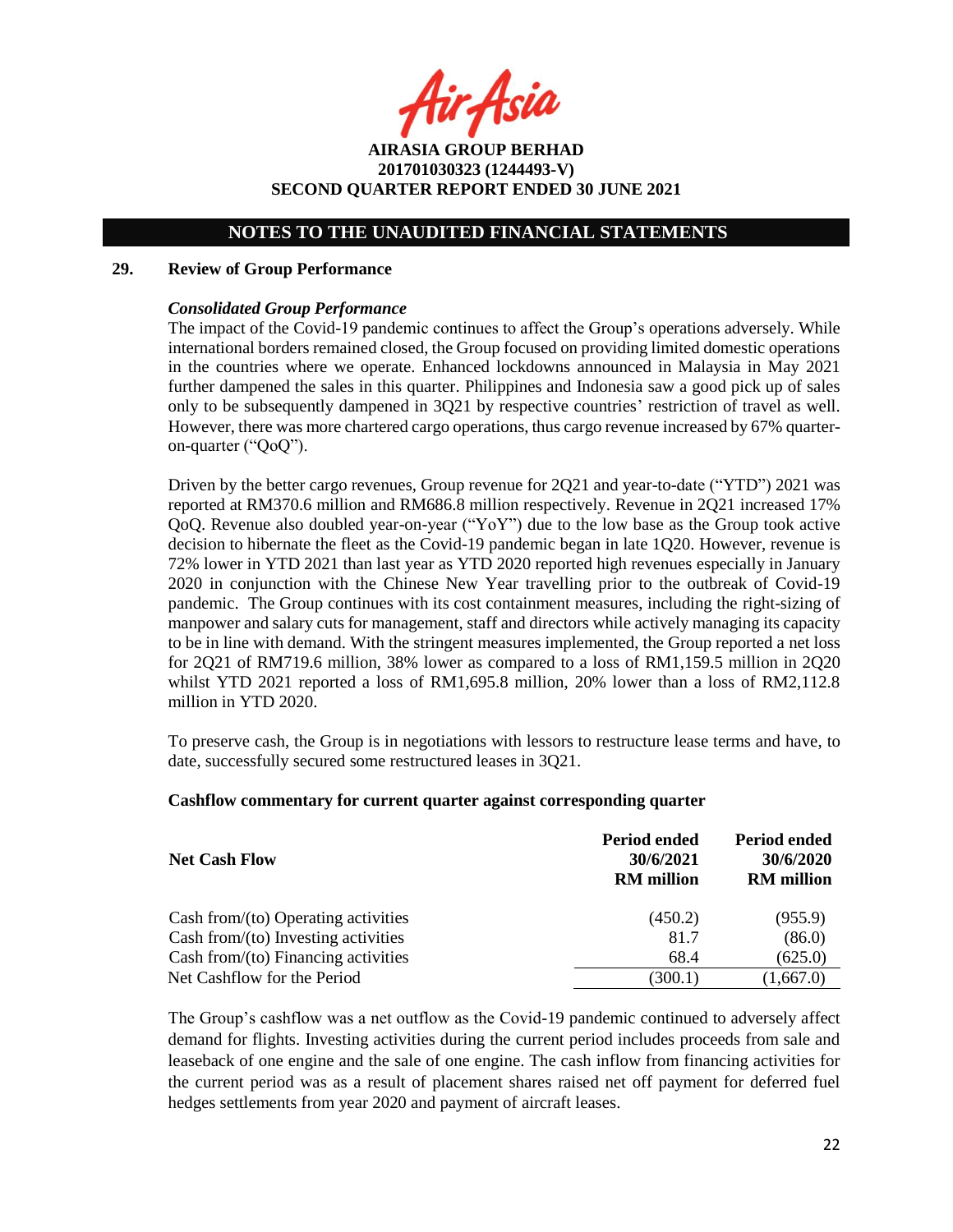## NOTES TO THE UNAUDITED FINANCIAL STATEMENTS

### 29. Review of Group Performance

***Consolidated Group Performance***

The impact of the Covid-19 pandemic continues to affect the Group's operations adversely. While international borders remained closed, the Group focused on providing limited domestic operations in the countries where we operate. Enhanced lockdowns announced in Malaysia in May 2021 further dampened the sales in this quarter. Philippines and Indonesia saw a good pick up of sales only to be subsequently dampened in 3Q21 by respective countries' restriction of travel as well. However, there was more chartered cargo operations, thus cargo revenue increased by 67% quarter-on-quarter ("QoQ").

Driven by the better cargo revenues, Group revenue for 2Q21 and year-to-date ("YTD") 2021 was reported at RM370.6 million and RM686.8 million respectively. Revenue in 2Q21 increased 17% QoQ. Revenue also doubled year-on-year ("YoY") due to the low base as the Group took active decision to hibernate the fleet as the Covid-19 pandemic began in late 1Q20. However, revenue is 72% lower in YTD 2021 than last year as YTD 2020 reported high revenues especially in January 2020 in conjunction with the Chinese New Year travelling prior to the outbreak of Covid-19 pandemic. The Group continues with its cost containment measures, including the right-sizing of manpower and salary cuts for management, staff and directors while actively managing its capacity to be in line with demand. With the stringent measures implemented, the Group reported a net loss for 2Q21 of RM719.6 million, 38% lower as compared to a loss of RM1,159.5 million in 2Q20 whilst YTD 2021 reported a loss of RM1,695.8 million, 20% lower than a loss of RM2,112.8 million in YTD 2020.

To preserve cash, the Group is in negotiations with lessors to restructure lease terms and have, to date, successfully secured some restructured leases in 3Q21.

**Cashflow commentary for current quarter against corresponding quarter**

| Net Cash Flow | Period ended 30/6/2021 RM million | Period ended 30/6/2020 RM million |
|---|---|---|
| Cash from/(to) Operating activities | (450.2) | (955.9) |
| Cash from/(to) Investing activities | 81.7 | (86.0) |
| Cash from/(to) Financing activities | 68.4 | (625.0) |
| Net Cashflow for the Period | (300.1) | (1,667.0) |

The Group's cashflow was a net outflow as the Covid-19 pandemic continued to adversely affect demand for flights. Investing activities during the current period includes proceeds from sale and leaseback of one engine and the sale of one engine. The cash inflow from financing activities for the current period was as a result of placement shares raised net off payment for deferred fuel hedges settlements from year 2020 and payment of aircraft leases.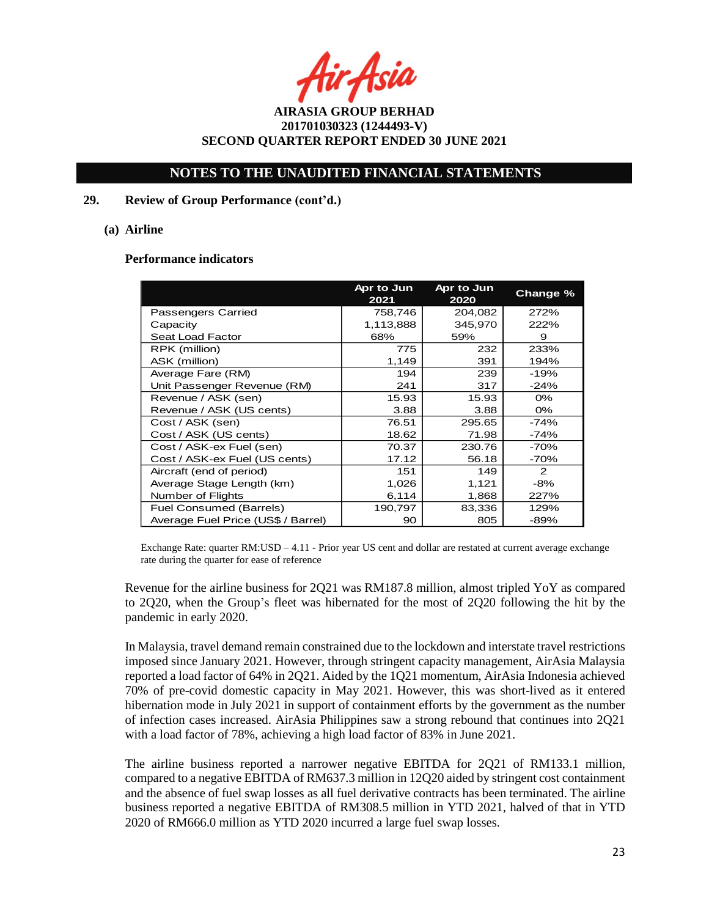**AIRASIA GROUP BERHAD**
**201701030323 (1244493-V)**
**SECOND QUARTER REPORT ENDED 30 JUNE 2021**

## NOTES TO THE UNAUDITED FINANCIAL STATEMENTS

### 29. Review of Group Performance (cont'd.)

#### (a) Airline

**Performance indicators**

| | Apr to Jun 2021 | Apr to Jun 2020 | Change % |
|---|---|---|---|
| Passengers Carried | 758,746 | 204,082 | 272% |
| Capacity | 1,113,888 | 345,970 | 222% |
| Seat Load Factor | 68% | 59% | 9 |
| RPK (million) | 775 | 232 | 233% |
| ASK (million) | 1,149 | 391 | 194% |
| Average Fare (RM) | 194 | 239 | -19% |
| Unit Passenger Revenue (RM) | 241 | 317 | -24% |
| Revenue / ASK (sen) | 15.93 | 15.93 | 0% |
| Revenue / ASK (US cents) | 3.88 | 3.88 | 0% |
| Cost / ASK (sen) | 76.51 | 295.65 | -74% |
| Cost / ASK (US cents) | 18.62 | 71.98 | -74% |
| Cost / ASK-ex Fuel (sen) | 70.37 | 230.76 | -70% |
| Cost / ASK-ex Fuel (US cents) | 17.12 | 56.18 | -70% |
| Aircraft (end of period) | 151 | 149 | 2 |
| Average Stage Length (km) | 1,026 | 1,121 | -8% |
| Number of Flights | 6,114 | 1,868 | 227% |
| Fuel Consumed (Barrels) | 190,797 | 83,336 | 129% |
| Average Fuel Price (US$ / Barrel) | 90 | 805 | -89% |

Exchange Rate: quarter RM:USD – 4.11 - Prior year US cent and dollar are restated at current average exchange rate during the quarter for ease of reference

Revenue for the airline business for 2Q21 was RM187.8 million, almost tripled YoY as compared to 2Q20, when the Group's fleet was hibernated for the most of 2Q20 following the hit by the pandemic in early 2020.

In Malaysia, travel demand remain constrained due to the lockdown and interstate travel restrictions imposed since January 2021. However, through stringent capacity management, AirAsia Malaysia reported a load factor of 64% in 2Q21. Aided by the 1Q21 momentum, AirAsia Indonesia achieved 70% of pre-covid domestic capacity in May 2021. However, this was short-lived as it entered hibernation mode in July 2021 in support of containment efforts by the government as the number of infection cases increased. AirAsia Philippines saw a strong rebound that continues into 2Q21 with a load factor of 78%, achieving a high load factor of 83% in June 2021.

The airline business reported a narrower negative EBITDA for 2Q21 of RM133.1 million, compared to a negative EBITDA of RM637.3 million in 12Q20 aided by stringent cost containment and the absence of fuel swap losses as all fuel derivative contracts has been terminated. The airline business reported a negative EBITDA of RM308.5 million in YTD 2021, halved of that in YTD 2020 of RM666.0 million as YTD 2020 incurred a large fuel swap losses.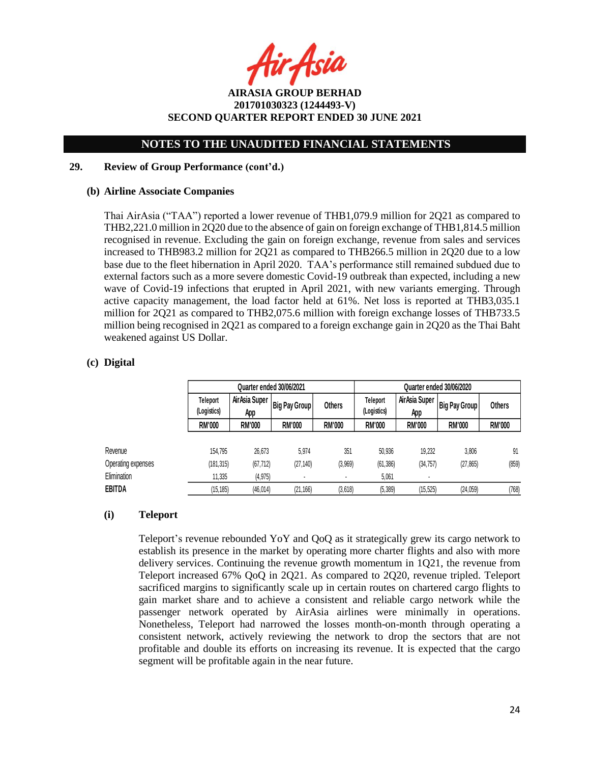## NOTES TO THE UNAUDITED FINANCIAL STATEMENTS

### 29. Review of Group Performance (cont'd.)

#### (b) Airline Associate Companies

Thai AirAsia ("TAA") reported a lower revenue of THB1,079.9 million for 2Q21 as compared to THB2,221.0 million in 2Q20 due to the absence of gain on foreign exchange of THB1,814.5 million recognised in revenue. Excluding the gain on foreign exchange, revenue from sales and services increased to THB983.2 million for 2Q21 as compared to THB266.5 million in 2Q20 due to a low base due to the fleet hibernation in April 2020. TAA's performance still remained subdued due to external factors such as a more severe domestic Covid-19 outbreak than expected, including a new wave of Covid-19 infections that erupted in April 2021, with new variants emerging. Through active capacity management, the load factor held at 61%. Net loss is reported at THB3,035.1 million for 2Q21 as compared to THB2,075.6 million with foreign exchange losses of THB733.5 million being recognised in 2Q21 as compared to a foreign exchange gain in 2Q20 as the Thai Baht weakened against US Dollar.

#### (c) Digital

| | Quarter ended 30/06/2021 | | | | Quarter ended 30/06/2020 | | | |
|---|---|---|---|---|---|---|---|---|
| | Teleport (Logistics) | AirAsia Super App | Big Pay Group | Others | Teleport (Logistics) | AirAsia Super App | Big Pay Group | Others |
| | RM'000 | RM'000 | RM'000 | RM'000 | RM'000 | RM'000 | RM'000 | RM'000 |
| Revenue | 154,795 | 26,673 | 5,974 | 351 | 50,936 | 19,232 | 3,806 | 91 |
| Operating expenses | (181,315) | (67,712) | (27,140) | (3,969) | (61,386) | (34,757) | (27,865) | (859) |
| Elimination | 11,335 | (4,975) | - | - | 5,061 | - | | |
| **EBITDA** | (15,185) | (46,014) | (21,166) | (3,618) | (5,389) | (15,525) | (24,059) | (768) |

#### (i) Teleport

Teleport's revenue rebounded YoY and QoQ as it strategically grew its cargo network to establish its presence in the market by operating more charter flights and also with more delivery services. Continuing the revenue growth momentum in 1Q21, the revenue from Teleport increased 67% QoQ in 2Q21. As compared to 2Q20, revenue tripled. Teleport sacrificed margins to significantly scale up in certain routes on chartered cargo flights to gain market share and to achieve a consistent and reliable cargo network while the passenger network operated by AirAsia airlines were minimally in operations. Nonetheless, Teleport had narrowed the losses month-on-month through operating a consistent network, actively reviewing the network to drop the sectors that are not profitable and double its efforts on increasing its revenue. It is expected that the cargo segment will be profitable again in the near future.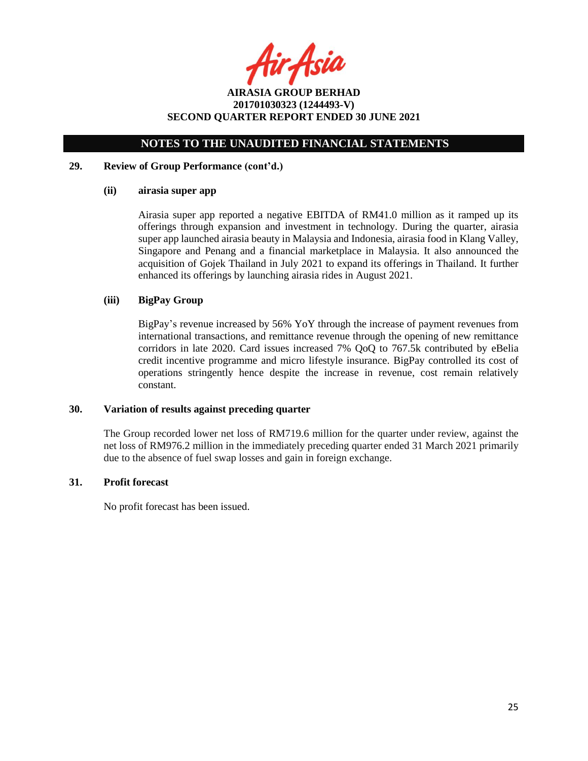## NOTES TO THE UNAUDITED FINANCIAL STATEMENTS

### 29. Review of Group Performance (cont'd.)

#### (ii) airasia super app

Airasia super app reported a negative EBITDA of RM41.0 million as it ramped up its offerings through expansion and investment in technology. During the quarter, airasia super app launched airasia beauty in Malaysia and Indonesia, airasia food in Klang Valley, Singapore and Penang and a financial marketplace in Malaysia. It also announced the acquisition of Gojek Thailand in July 2021 to expand its offerings in Thailand. It further enhanced its offerings by launching airasia rides in August 2021.

#### (iii) BigPay Group

BigPay's revenue increased by 56% YoY through the increase of payment revenues from international transactions, and remittance revenue through the opening of new remittance corridors in late 2020. Card issues increased 7% QoQ to 767.5k contributed by eBelia credit incentive programme and micro lifestyle insurance. BigPay controlled its cost of operations stringently hence despite the increase in revenue, cost remain relatively constant.

### 30. Variation of results against preceding quarter

The Group recorded lower net loss of RM719.6 million for the quarter under review, against the net loss of RM976.2 million in the immediately preceding quarter ended 31 March 2021 primarily due to the absence of fuel swap losses and gain in foreign exchange.

### 31. Profit forecast

No profit forecast has been issued.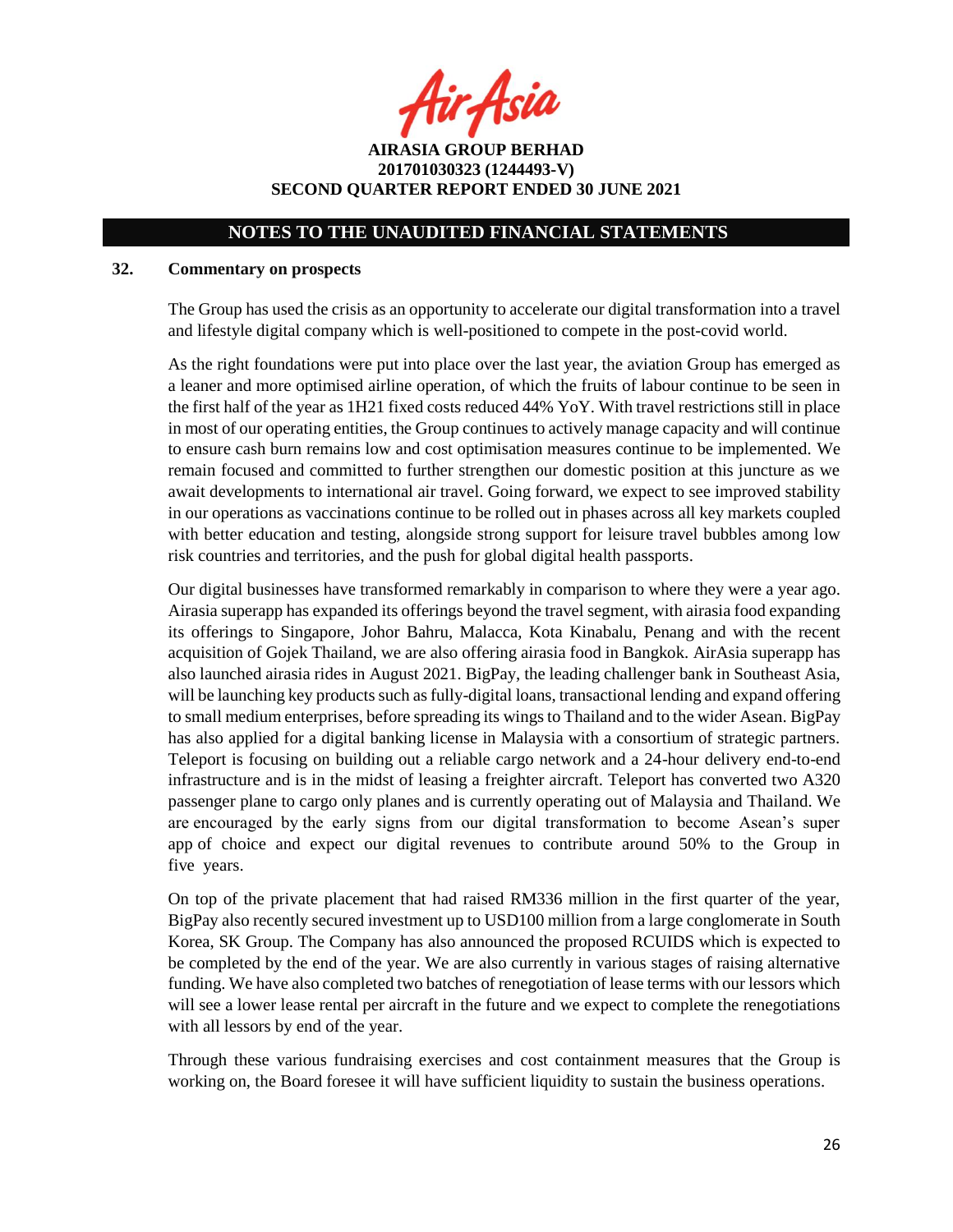## 32. Commentary on prospects

The Group has used the crisis as an opportunity to accelerate our digital transformation into a travel and lifestyle digital company which is well-positioned to compete in the post-covid world.

As the right foundations were put into place over the last year, the aviation Group has emerged as a leaner and more optimised airline operation, of which the fruits of labour continue to be seen in the first half of the year as 1H21 fixed costs reduced 44% YoY. With travel restrictions still in place in most of our operating entities, the Group continues to actively manage capacity and will continue to ensure cash burn remains low and cost optimisation measures continue to be implemented. We remain focused and committed to further strengthen our domestic position at this juncture as we await developments to international air travel. Going forward, we expect to see improved stability in our operations as vaccinations continue to be rolled out in phases across all key markets coupled with better education and testing, alongside strong support for leisure travel bubbles among low risk countries and territories, and the push for global digital health passports.

Our digital businesses have transformed remarkably in comparison to where they were a year ago. Airasia superapp has expanded its offerings beyond the travel segment, with airasia food expanding its offerings to Singapore, Johor Bahru, Malacca, Kota Kinabalu, Penang and with the recent acquisition of Gojek Thailand, we are also offering airasia food in Bangkok. AirAsia superapp has also launched airasia rides in August 2021. BigPay, the leading challenger bank in Southeast Asia, will be launching key products such as fully-digital loans, transactional lending and expand offering to small medium enterprises, before spreading its wings to Thailand and to the wider Asean. BigPay has also applied for a digital banking license in Malaysia with a consortium of strategic partners. Teleport is focusing on building out a reliable cargo network and a 24-hour delivery end-to-end infrastructure and is in the midst of leasing a freighter aircraft. Teleport has converted two A320 passenger plane to cargo only planes and is currently operating out of Malaysia and Thailand. We are encouraged by the early signs from our digital transformation to become Asean's super app of choice and expect our digital revenues to contribute around 50% to the Group in five years.

On top of the private placement that had raised RM336 million in the first quarter of the year, BigPay also recently secured investment up to USD100 million from a large conglomerate in South Korea, SK Group. The Company has also announced the proposed RCUIDS which is expected to be completed by the end of the year. We are also currently in various stages of raising alternative funding. We have also completed two batches of renegotiation of lease terms with our lessors which will see a lower lease rental per aircraft in the future and we expect to complete the renegotiations with all lessors by end of the year.

Through these various fundraising exercises and cost containment measures that the Group is working on, the Board foresee it will have sufficient liquidity to sustain the business operations.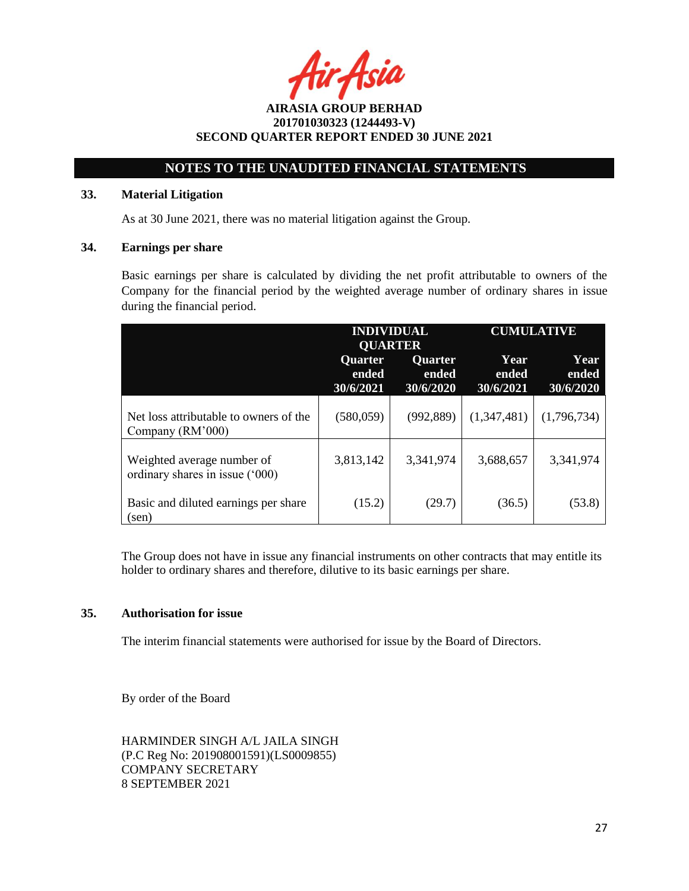**AIRASIA GROUP BERHAD**
**201701030323 (1244493-V)**
**SECOND QUARTER REPORT ENDED 30 JUNE 2021**

## NOTES TO THE UNAUDITED FINANCIAL STATEMENTS

### 33. Material Litigation

As at 30 June 2021, there was no material litigation against the Group.

### 34. Earnings per share

Basic earnings per share is calculated by dividing the net profit attributable to owners of the Company for the financial period by the weighted average number of ordinary shares in issue during the financial period.

| | INDIVIDUAL QUARTER | | CUMULATIVE | |
|---|---|---|---|---|
| | Quarter ended 30/6/2021 | Quarter ended 30/6/2020 | Year ended 30/6/2021 | Year ended 30/6/2020 |
| Net loss attributable to owners of the Company (RM'000) | (580,059) | (992,889) | (1,347,481) | (1,796,734) |
| Weighted average number of ordinary shares in issue ('000) | 3,813,142 | 3,341,974 | 3,688,657 | 3,341,974 |
| Basic and diluted earnings per share (sen) | (15.2) | (29.7) | (36.5) | (53.8) |

The Group does not have in issue any financial instruments on other contracts that may entitle its holder to ordinary shares and therefore, dilutive to its basic earnings per share.

### 35. Authorisation for issue

The interim financial statements were authorised for issue by the Board of Directors.

By order of the Board

HARMINDER SINGH A/L JAILA SINGH
(P.C Reg No: 201908001591)(LS0009855)
COMPANY SECRETARY
8 SEPTEMBER 2021